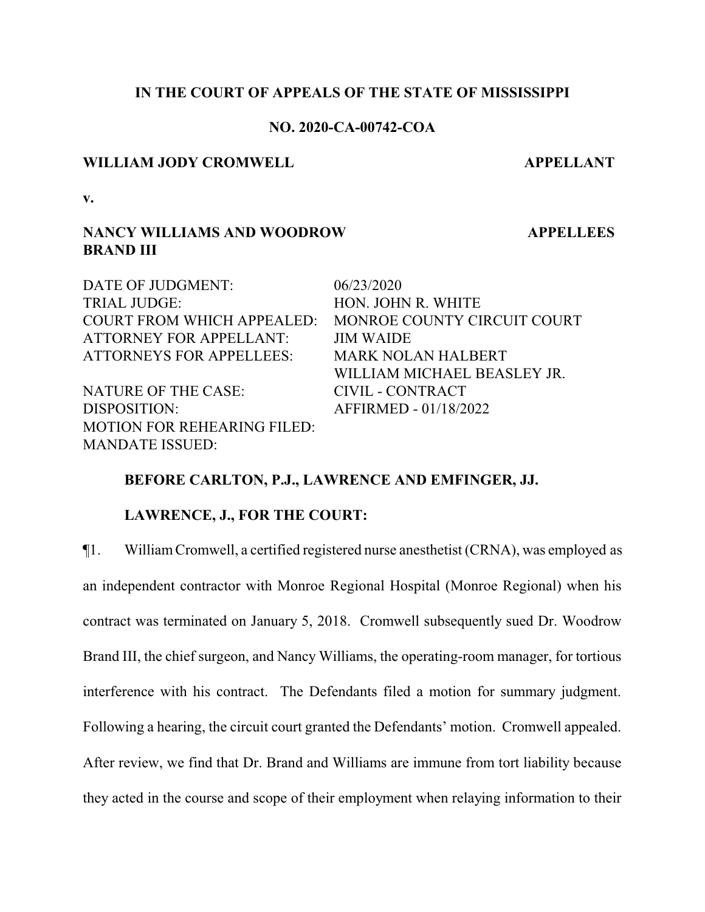**IN THE COURT OF APPEALS OF THE STATE OF MISSISSIPPI**

**NO. 2020-CA-00742-COA**

**WILLIAM JODY CROMWELL** **APPELLANT**

**v.**

**NANCY WILLIAMS AND WOODROW BRAND III** **APPELLEES**

| | |
|---|---|
| DATE OF JUDGMENT: | 06/23/2020 |
| TRIAL JUDGE: | HON. JOHN R. WHITE |
| COURT FROM WHICH APPEALED: | MONROE COUNTY CIRCUIT COURT |
| ATTORNEY FOR APPELLANT: | JIM WAIDE |
| ATTORNEYS FOR APPELLEES: | MARK NOLAN HALBERT<br>WILLIAM MICHAEL BEASLEY JR. |
| NATURE OF THE CASE: | CIVIL - CONTRACT |
| DISPOSITION: | AFFIRMED - 01/18/2022 |
| MOTION FOR REHEARING FILED: | |
| MANDATE ISSUED: | |

**BEFORE CARLTON, P.J., LAWRENCE AND EMFINGER, JJ.**

**LAWRENCE, J., FOR THE COURT:**

¶1. William Cromwell, a certified registered nurse anesthetist (CRNA), was employed as an independent contractor with Monroe Regional Hospital (Monroe Regional) when his contract was terminated on January 5, 2018. Cromwell subsequently sued Dr. Woodrow Brand III, the chief surgeon, and Nancy Williams, the operating-room manager, for tortious interference with his contract. The Defendants filed a motion for summary judgment. Following a hearing, the circuit court granted the Defendants' motion. Cromwell appealed. After review, we find that Dr. Brand and Williams are immune from tort liability because they acted in the course and scope of their employment when relaying information to their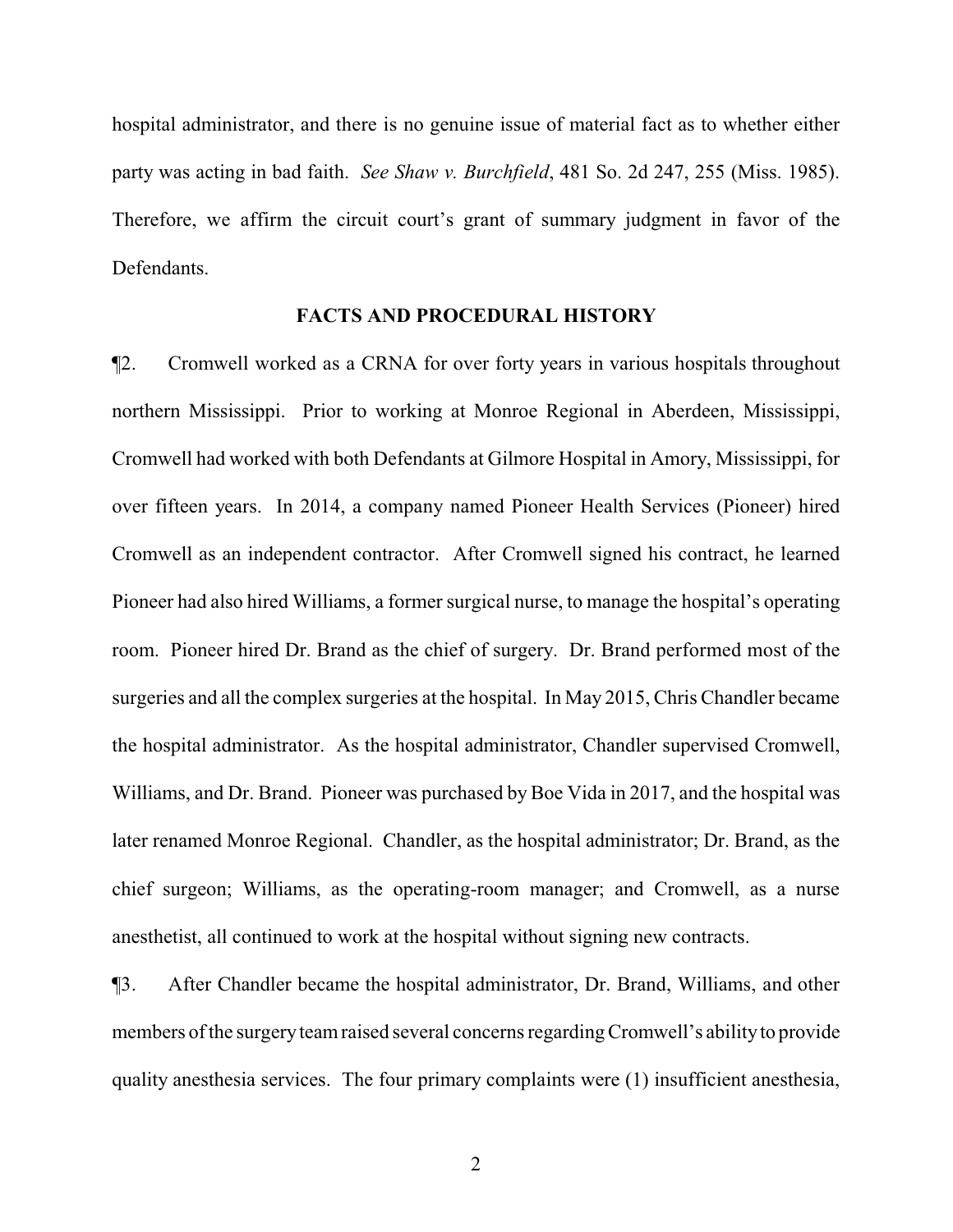hospital administrator, and there is no genuine issue of material fact as to whether either party was acting in bad faith. *See Shaw v. Burchfield*, 481 So. 2d 247, 255 (Miss. 1985). Therefore, we affirm the circuit court's grant of summary judgment in favor of the Defendants.

## FACTS AND PROCEDURAL HISTORY

¶2. Cromwell worked as a CRNA for over forty years in various hospitals throughout northern Mississippi. Prior to working at Monroe Regional in Aberdeen, Mississippi, Cromwell had worked with both Defendants at Gilmore Hospital in Amory, Mississippi, for over fifteen years. In 2014, a company named Pioneer Health Services (Pioneer) hired Cromwell as an independent contractor. After Cromwell signed his contract, he learned Pioneer had also hired Williams, a former surgical nurse, to manage the hospital's operating room. Pioneer hired Dr. Brand as the chief of surgery. Dr. Brand performed most of the surgeries and all the complex surgeries at the hospital. In May 2015, Chris Chandler became the hospital administrator. As the hospital administrator, Chandler supervised Cromwell, Williams, and Dr. Brand. Pioneer was purchased by Boe Vida in 2017, and the hospital was later renamed Monroe Regional. Chandler, as the hospital administrator; Dr. Brand, as the chief surgeon; Williams, as the operating-room manager; and Cromwell, as a nurse anesthetist, all continued to work at the hospital without signing new contracts.

¶3. After Chandler became the hospital administrator, Dr. Brand, Williams, and other members of the surgery team raised several concerns regarding Cromwell's ability to provide quality anesthesia services. The four primary complaints were (1) insufficient anesthesia,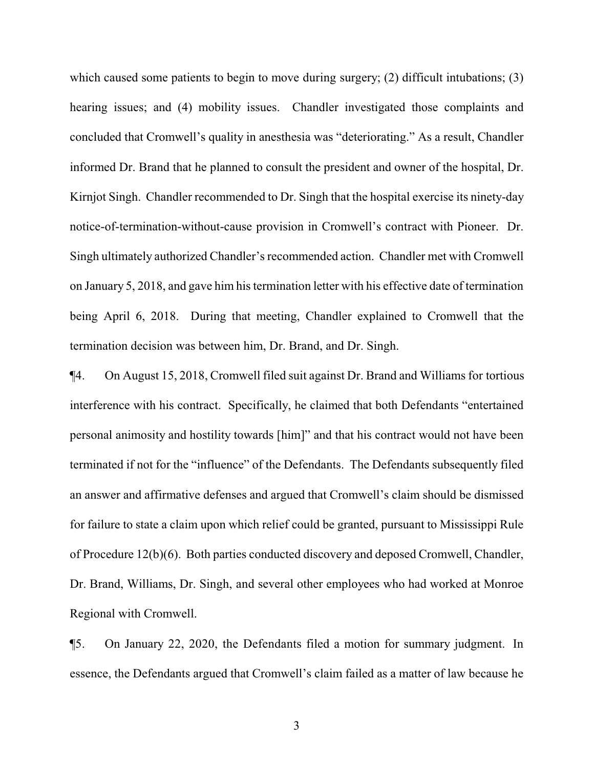which caused some patients to begin to move during surgery; (2) difficult intubations; (3) hearing issues; and (4) mobility issues. Chandler investigated those complaints and concluded that Cromwell's quality in anesthesia was "deteriorating." As a result, Chandler informed Dr. Brand that he planned to consult the president and owner of the hospital, Dr. Kirnjot Singh. Chandler recommended to Dr. Singh that the hospital exercise its ninety-day notice-of-termination-without-cause provision in Cromwell's contract with Pioneer. Dr. Singh ultimately authorized Chandler's recommended action. Chandler met with Cromwell on January 5, 2018, and gave him his termination letter with his effective date of termination being April 6, 2018. During that meeting, Chandler explained to Cromwell that the termination decision was between him, Dr. Brand, and Dr. Singh.

¶4. On August 15, 2018, Cromwell filed suit against Dr. Brand and Williams for tortious interference with his contract. Specifically, he claimed that both Defendants "entertained personal animosity and hostility towards [him]" and that his contract would not have been terminated if not for the "influence" of the Defendants. The Defendants subsequently filed an answer and affirmative defenses and argued that Cromwell's claim should be dismissed for failure to state a claim upon which relief could be granted, pursuant to Mississippi Rule of Procedure 12(b)(6). Both parties conducted discovery and deposed Cromwell, Chandler, Dr. Brand, Williams, Dr. Singh, and several other employees who had worked at Monroe Regional with Cromwell.

¶5. On January 22, 2020, the Defendants filed a motion for summary judgment. In essence, the Defendants argued that Cromwell's claim failed as a matter of law because he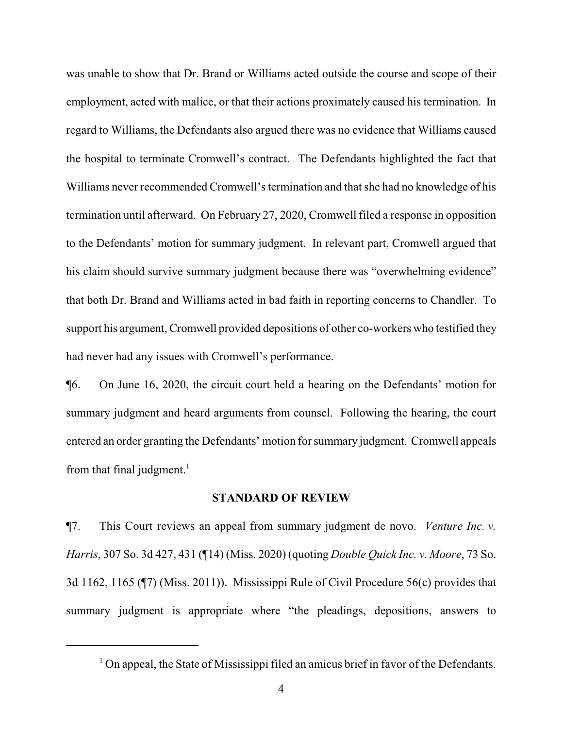was unable to show that Dr. Brand or Williams acted outside the course and scope of their employment, acted with malice, or that their actions proximately caused his termination. In regard to Williams, the Defendants also argued there was no evidence that Williams caused the hospital to terminate Cromwell's contract. The Defendants highlighted the fact that Williams never recommended Cromwell's termination and that she had no knowledge of his termination until afterward. On February 27, 2020, Cromwell filed a response in opposition to the Defendants' motion for summary judgment. In relevant part, Cromwell argued that his claim should survive summary judgment because there was "overwhelming evidence" that both Dr. Brand and Williams acted in bad faith in reporting concerns to Chandler. To support his argument, Cromwell provided depositions of other co-workers who testified they had never had any issues with Cromwell's performance.

¶6. On June 16, 2020, the circuit court held a hearing on the Defendants' motion for summary judgment and heard arguments from counsel. Following the hearing, the court entered an order granting the Defendants' motion for summary judgment. Cromwell appeals from that final judgment.[1]

## STANDARD OF REVIEW

¶7. This Court reviews an appeal from summary judgment de novo. *Venture Inc. v. Harris*, 307 So. 3d 427, 431 (¶14) (Miss. 2020) (quoting *Double Quick Inc. v. Moore*, 73 So. 3d 1162, 1165 (¶7) (Miss. 2011)). Mississippi Rule of Civil Procedure 56(c) provides that summary judgment is appropriate where "the pleadings, depositions, answers to

---

[1] On appeal, the State of Mississippi filed an amicus brief in favor of the Defendants.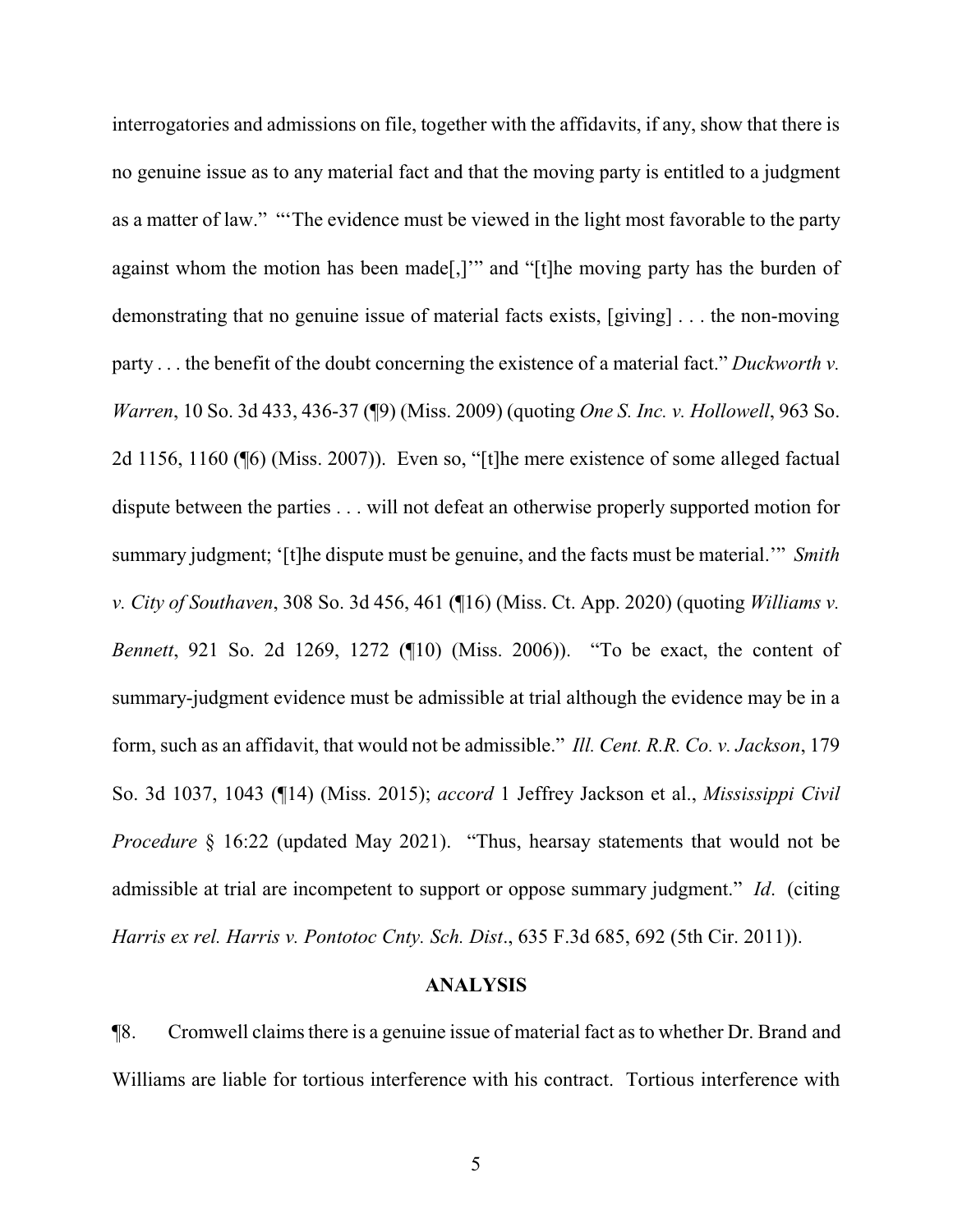interrogatories and admissions on file, together with the affidavits, if any, show that there is no genuine issue as to any material fact and that the moving party is entitled to a judgment as a matter of law." "'The evidence must be viewed in the light most favorable to the party against whom the motion has been made[,]'" and "[t]he moving party has the burden of demonstrating that no genuine issue of material facts exists, [giving] . . . the non-moving party . . . the benefit of the doubt concerning the existence of a material fact." *Duckworth v. Warren*, 10 So. 3d 433, 436-37 (¶9) (Miss. 2009) (quoting *One S. Inc. v. Hollowell*, 963 So. 2d 1156, 1160 (¶6) (Miss. 2007)). Even so, "[t]he mere existence of some alleged factual dispute between the parties . . . will not defeat an otherwise properly supported motion for summary judgment; '[t]he dispute must be genuine, and the facts must be material.'" *Smith v. City of Southaven*, 308 So. 3d 456, 461 (¶16) (Miss. Ct. App. 2020) (quoting *Williams v. Bennett*, 921 So. 2d 1269, 1272 (¶10) (Miss. 2006)). "To be exact, the content of summary-judgment evidence must be admissible at trial although the evidence may be in a form, such as an affidavit, that would not be admissible." *Ill. Cent. R.R. Co. v. Jackson*, 179 So. 3d 1037, 1043 (¶14) (Miss. 2015); *accord* 1 Jeffrey Jackson et al., *Mississippi Civil Procedure* § 16:22 (updated May 2021). "Thus, hearsay statements that would not be admissible at trial are incompetent to support or oppose summary judgment." *Id*. (citing *Harris ex rel. Harris v. Pontotoc Cnty. Sch. Dist*., 635 F.3d 685, 692 (5th Cir. 2011)).

## ANALYSIS

¶8. Cromwell claims there is a genuine issue of material fact as to whether Dr. Brand and Williams are liable for tortious interference with his contract. Tortious interference with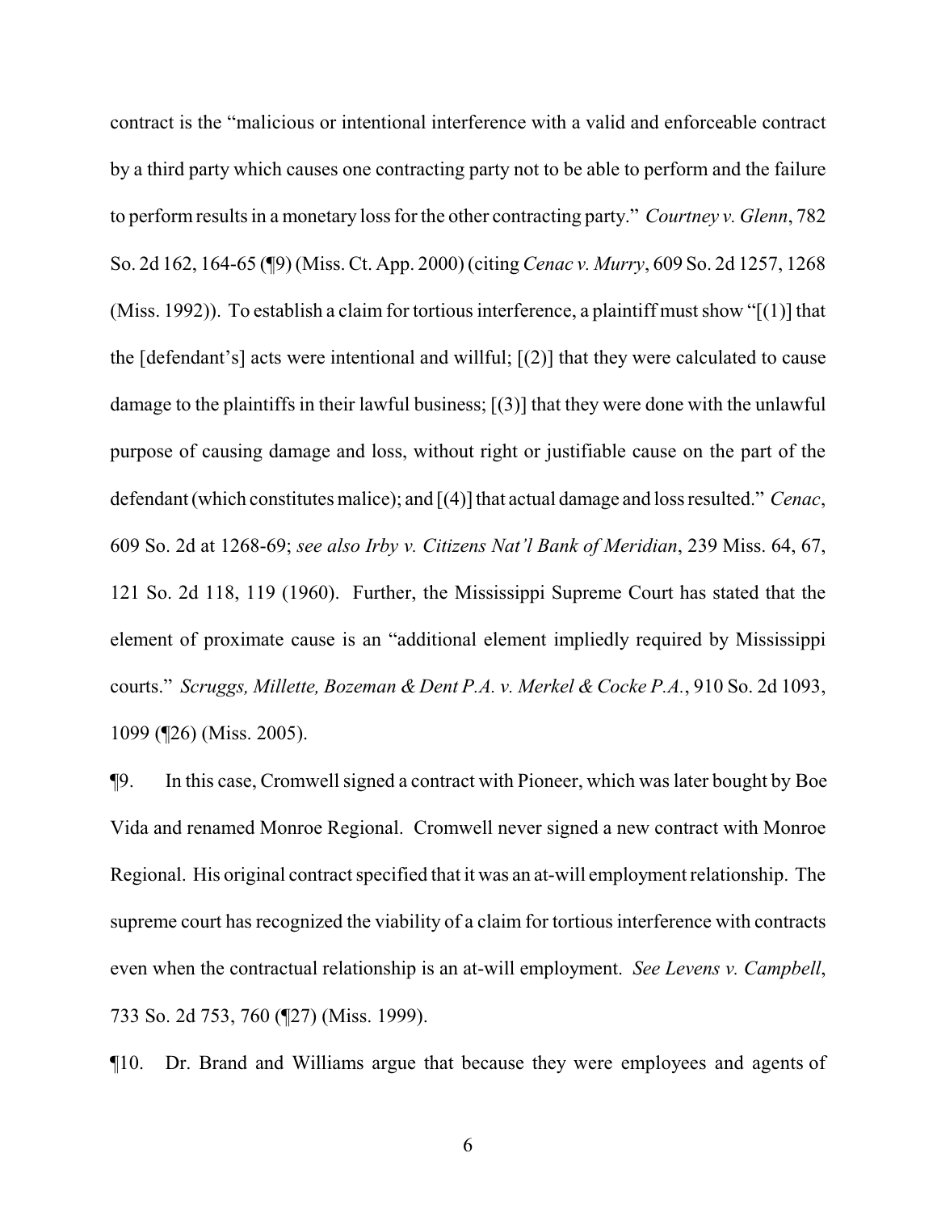contract is the "malicious or intentional interference with a valid and enforceable contract by a third party which causes one contracting party not to be able to perform and the failure to perform results in a monetary loss for the other contracting party." *Courtney v. Glenn*, 782 So. 2d 162, 164-65 (¶9) (Miss. Ct. App. 2000) (citing *Cenac v. Murry*, 609 So. 2d 1257, 1268 (Miss. 1992)). To establish a claim for tortious interference, a plaintiff must show "[(1)] that the [defendant's] acts were intentional and willful; [(2)] that they were calculated to cause damage to the plaintiffs in their lawful business; [(3)] that they were done with the unlawful purpose of causing damage and loss, without right or justifiable cause on the part of the defendant (which constitutes malice); and [(4)] that actual damage and loss resulted." *Cenac*, 609 So. 2d at 1268-69; *see also Irby v. Citizens Nat'l Bank of Meridian*, 239 Miss. 64, 67, 121 So. 2d 118, 119 (1960). Further, the Mississippi Supreme Court has stated that the element of proximate cause is an "additional element impliedly required by Mississippi courts." *Scruggs, Millette, Bozeman & Dent P.A. v. Merkel & Cocke P.A.*, 910 So. 2d 1093, 1099 (¶26) (Miss. 2005).

¶9. In this case, Cromwell signed a contract with Pioneer, which was later bought by Boe Vida and renamed Monroe Regional. Cromwell never signed a new contract with Monroe Regional. His original contract specified that it was an at-will employment relationship. The supreme court has recognized the viability of a claim for tortious interference with contracts even when the contractual relationship is an at-will employment. *See Levens v. Campbell*, 733 So. 2d 753, 760 (¶27) (Miss. 1999).

¶10. Dr. Brand and Williams argue that because they were employees and agents of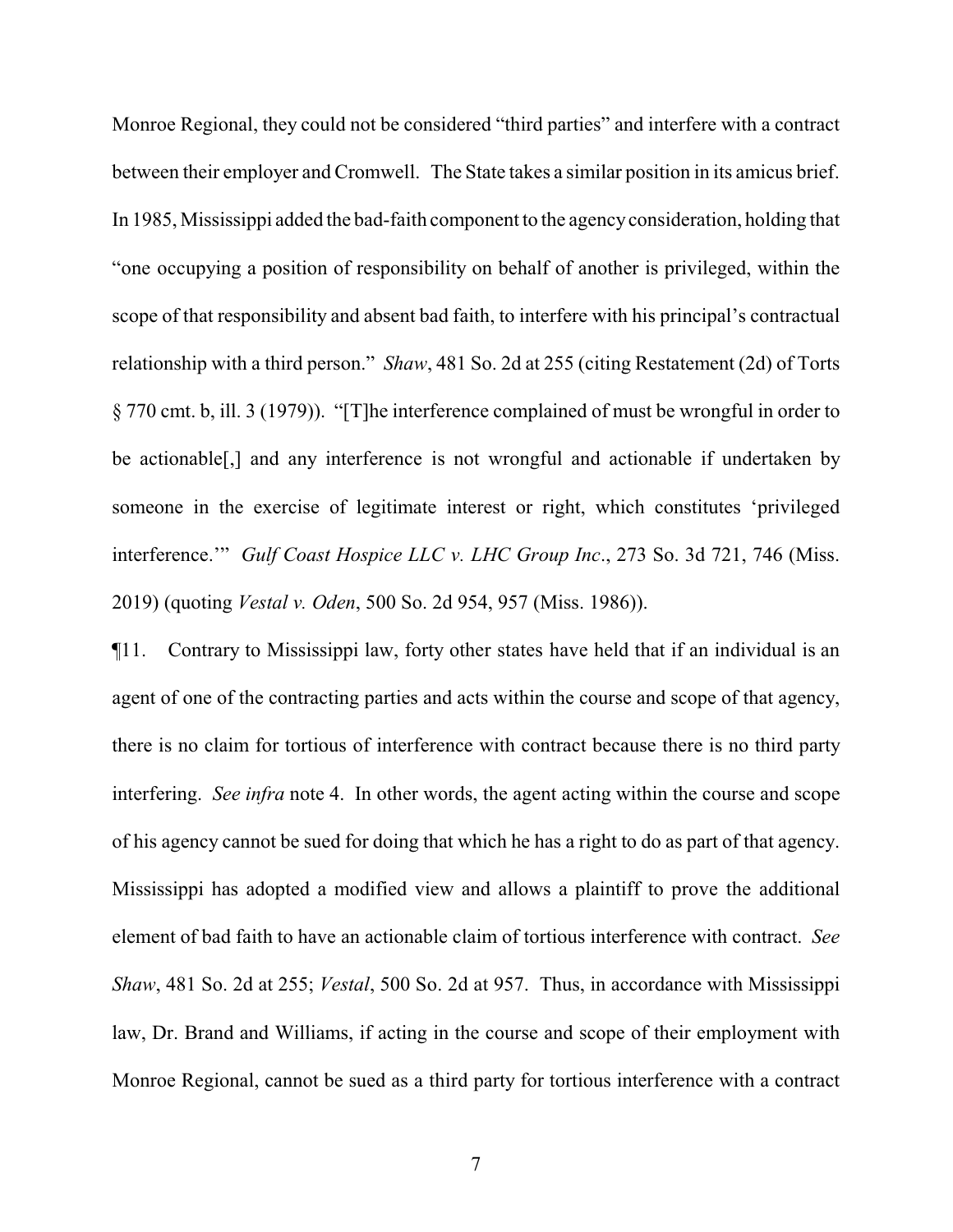Monroe Regional, they could not be considered "third parties" and interfere with a contract between their employer and Cromwell. The State takes a similar position in its amicus brief. In 1985, Mississippi added the bad-faith component to the agency consideration, holding that "one occupying a position of responsibility on behalf of another is privileged, within the scope of that responsibility and absent bad faith, to interfere with his principal's contractual relationship with a third person." *Shaw*, 481 So. 2d at 255 (citing Restatement (2d) of Torts § 770 cmt. b, ill. 3 (1979)). "[T]he interference complained of must be wrongful in order to be actionable[,] and any interference is not wrongful and actionable if undertaken by someone in the exercise of legitimate interest or right, which constitutes 'privileged interference.'" *Gulf Coast Hospice LLC v. LHC Group Inc*., 273 So. 3d 721, 746 (Miss. 2019) (quoting *Vestal v. Oden*, 500 So. 2d 954, 957 (Miss. 1986)).

¶11. Contrary to Mississippi law, forty other states have held that if an individual is an agent of one of the contracting parties and acts within the course and scope of that agency, there is no claim for tortious of interference with contract because there is no third party interfering. *See infra* note 4. In other words, the agent acting within the course and scope of his agency cannot be sued for doing that which he has a right to do as part of that agency. Mississippi has adopted a modified view and allows a plaintiff to prove the additional element of bad faith to have an actionable claim of tortious interference with contract. *See Shaw*, 481 So. 2d at 255; *Vestal*, 500 So. 2d at 957. Thus, in accordance with Mississippi law, Dr. Brand and Williams, if acting in the course and scope of their employment with Monroe Regional, cannot be sued as a third party for tortious interference with a contract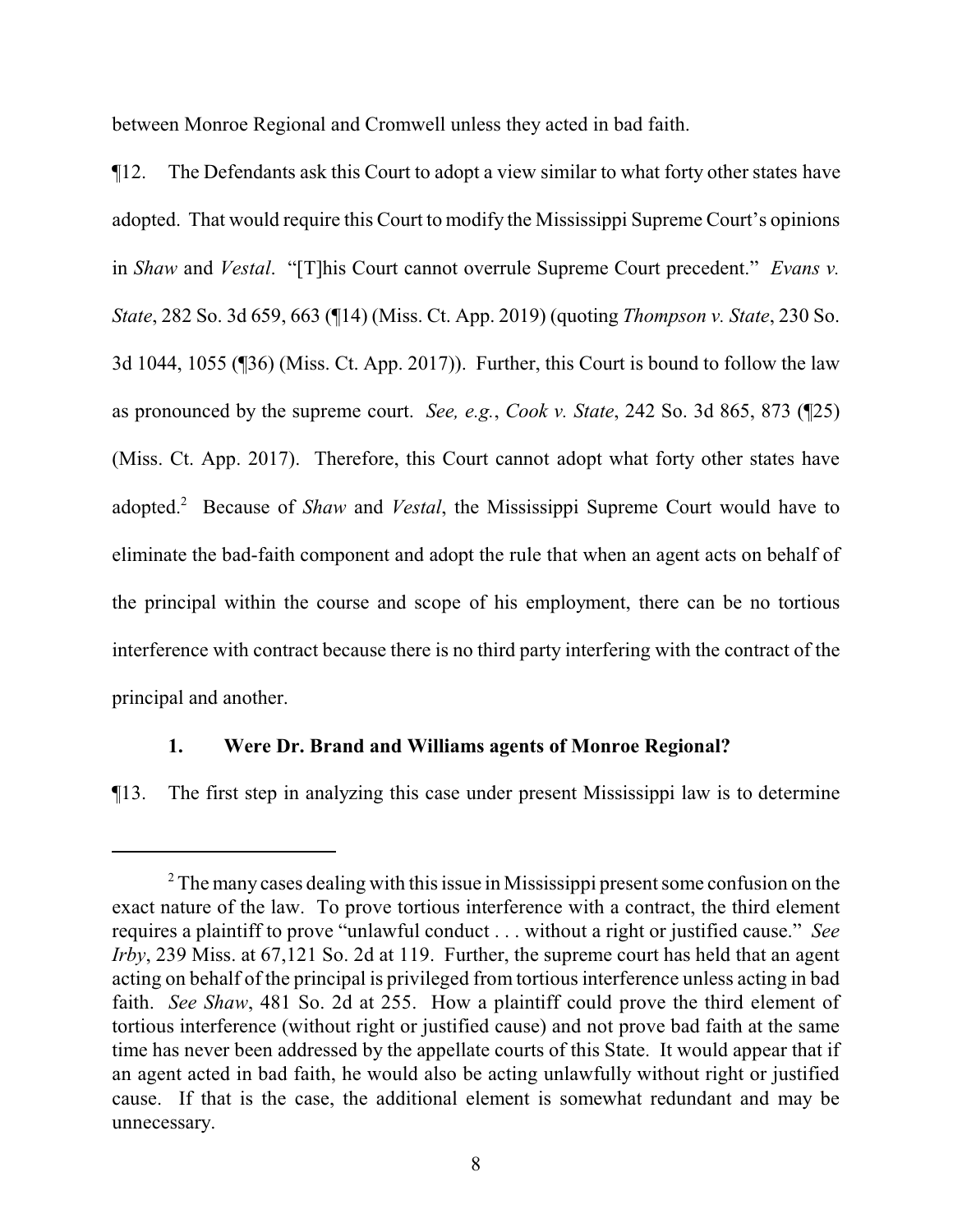between Monroe Regional and Cromwell unless they acted in bad faith.

¶12. The Defendants ask this Court to adopt a view similar to what forty other states have adopted. That would require this Court to modify the Mississippi Supreme Court's opinions in *Shaw* and *Vestal*. "[T]his Court cannot overrule Supreme Court precedent." *Evans v. State*, 282 So. 3d 659, 663 (¶14) (Miss. Ct. App. 2019) (quoting *Thompson v. State*, 230 So. 3d 1044, 1055 (¶36) (Miss. Ct. App. 2017)). Further, this Court is bound to follow the law as pronounced by the supreme court. *See, e.g.*, *Cook v. State*, 242 So. 3d 865, 873 (¶25) (Miss. Ct. App. 2017). Therefore, this Court cannot adopt what forty other states have adopted.[2] Because of *Shaw* and *Vestal*, the Mississippi Supreme Court would have to eliminate the bad-faith component and adopt the rule that when an agent acts on behalf of the principal within the course and scope of his employment, there can be no tortious interference with contract because there is no third party interfering with the contract of the principal and another.

### 1. Were Dr. Brand and Williams agents of Monroe Regional?

¶13. The first step in analyzing this case under present Mississippi law is to determine

[2] The many cases dealing with this issue in Mississippi present some confusion on the exact nature of the law. To prove tortious interference with a contract, the third element requires a plaintiff to prove "unlawful conduct . . . without a right or justified cause." *See Irby*, 239 Miss. at 67,121 So. 2d at 119. Further, the supreme court has held that an agent acting on behalf of the principal is privileged from tortious interference unless acting in bad faith. *See Shaw*, 481 So. 2d at 255. How a plaintiff could prove the third element of tortious interference (without right or justified cause) and not prove bad faith at the same time has never been addressed by the appellate courts of this State. It would appear that if an agent acted in bad faith, he would also be acting unlawfully without right or justified cause. If that is the case, the additional element is somewhat redundant and may be unnecessary.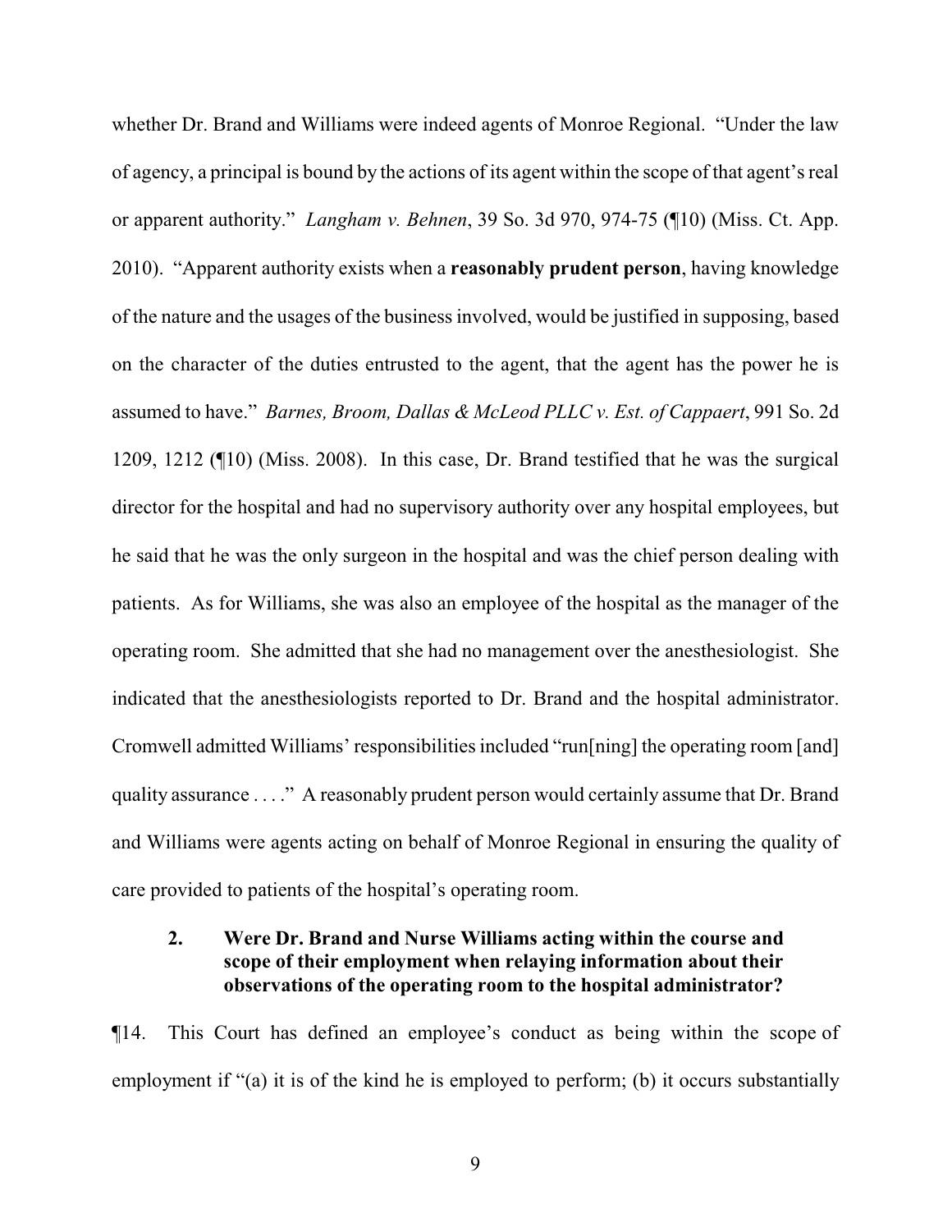whether Dr. Brand and Williams were indeed agents of Monroe Regional. "Under the law of agency, a principal is bound by the actions of its agent within the scope of that agent's real or apparent authority." *Langham v. Behnen*, 39 So. 3d 970, 974-75 (¶10) (Miss. Ct. App. 2010). "Apparent authority exists when a **reasonably prudent person**, having knowledge of the nature and the usages of the business involved, would be justified in supposing, based on the character of the duties entrusted to the agent, that the agent has the power he is assumed to have." *Barnes, Broom, Dallas & McLeod PLLC v. Est. of Cappaert*, 991 So. 2d 1209, 1212 (¶10) (Miss. 2008). In this case, Dr. Brand testified that he was the surgical director for the hospital and had no supervisory authority over any hospital employees, but he said that he was the only surgeon in the hospital and was the chief person dealing with patients. As for Williams, she was also an employee of the hospital as the manager of the operating room. She admitted that she had no management over the anesthesiologist. She indicated that the anesthesiologists reported to Dr. Brand and the hospital administrator. Cromwell admitted Williams' responsibilities included "run[ning] the operating room [and] quality assurance . . . ." A reasonably prudent person would certainly assume that Dr. Brand and Williams were agents acting on behalf of Monroe Regional in ensuring the quality of care provided to patients of the hospital's operating room.

### 2. Were Dr. Brand and Nurse Williams acting within the course and scope of their employment when relaying information about their observations of the operating room to the hospital administrator?

¶14. This Court has defined an employee's conduct as being within the scope of employment if "(a) it is of the kind he is employed to perform; (b) it occurs substantially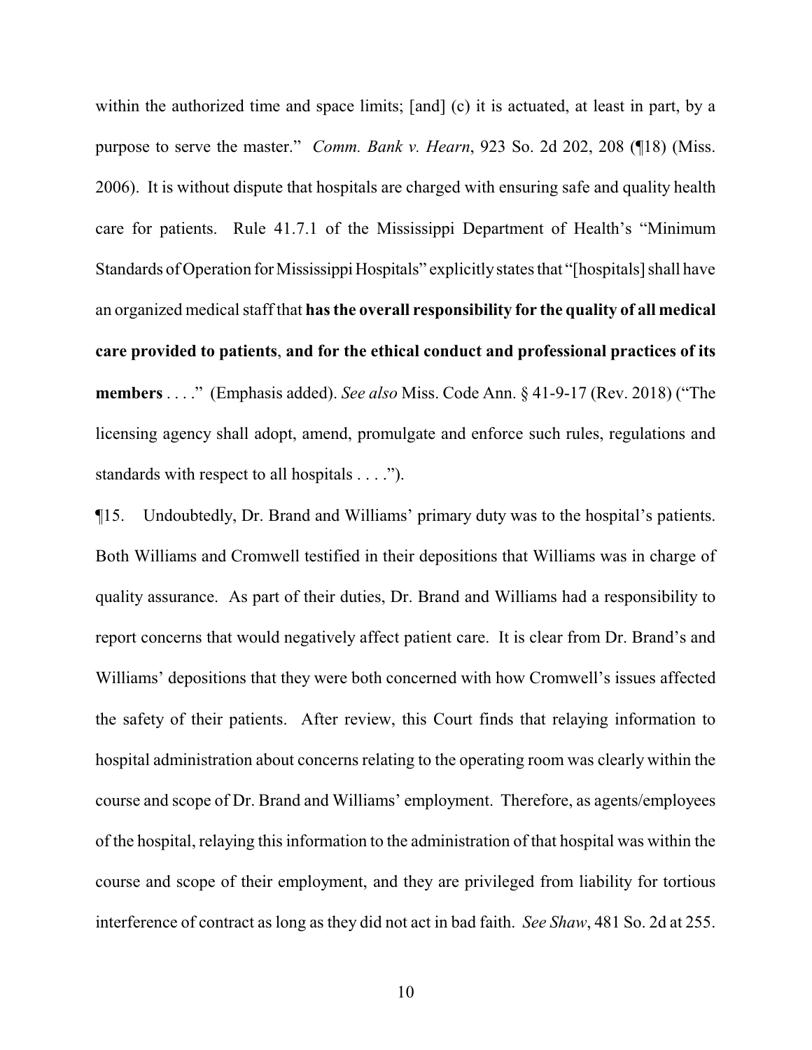within the authorized time and space limits; [and] (c) it is actuated, at least in part, by a purpose to serve the master." *Comm. Bank v. Hearn*, 923 So. 2d 202, 208 (¶18) (Miss. 2006). It is without dispute that hospitals are charged with ensuring safe and quality health care for patients. Rule 41.7.1 of the Mississippi Department of Health's "Minimum Standards of Operation for Mississippi Hospitals" explicitly states that "[hospitals] shall have an organized medical staff that **has the overall responsibility for the quality of all medical care provided to patients**, **and for the ethical conduct and professional practices of its members** . . . ." (Emphasis added). *See also* Miss. Code Ann. § 41-9-17 (Rev. 2018) ("The licensing agency shall adopt, amend, promulgate and enforce such rules, regulations and standards with respect to all hospitals . . . .").

¶15. Undoubtedly, Dr. Brand and Williams' primary duty was to the hospital's patients. Both Williams and Cromwell testified in their depositions that Williams was in charge of quality assurance. As part of their duties, Dr. Brand and Williams had a responsibility to report concerns that would negatively affect patient care. It is clear from Dr. Brand's and Williams' depositions that they were both concerned with how Cromwell's issues affected the safety of their patients. After review, this Court finds that relaying information to hospital administration about concerns relating to the operating room was clearly within the course and scope of Dr. Brand and Williams' employment. Therefore, as agents/employees of the hospital, relaying this information to the administration of that hospital was within the course and scope of their employment, and they are privileged from liability for tortious interference of contract as long as they did not act in bad faith. *See Shaw*, 481 So. 2d at 255.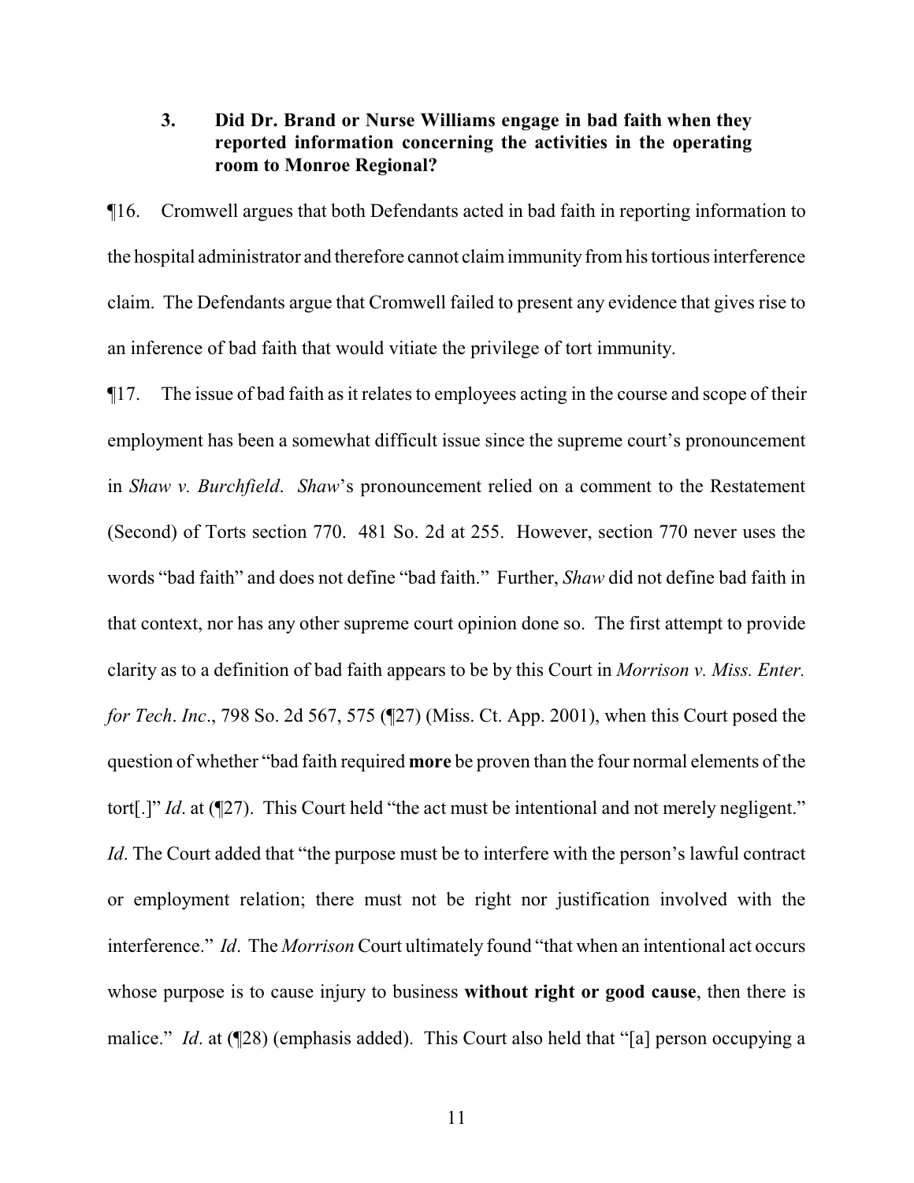### 3. Did Dr. Brand or Nurse Williams engage in bad faith when they reported information concerning the activities in the operating room to Monroe Regional?

¶16. Cromwell argues that both Defendants acted in bad faith in reporting information to the hospital administrator and therefore cannot claim immunity from his tortious interference claim. The Defendants argue that Cromwell failed to present any evidence that gives rise to an inference of bad faith that would vitiate the privilege of tort immunity.

¶17. The issue of bad faith as it relates to employees acting in the course and scope of their employment has been a somewhat difficult issue since the supreme court's pronouncement in *Shaw v. Burchfield*. *Shaw*'s pronouncement relied on a comment to the Restatement (Second) of Torts section 770. 481 So. 2d at 255. However, section 770 never uses the words "bad faith" and does not define "bad faith." Further, *Shaw* did not define bad faith in that context, nor has any other supreme court opinion done so. The first attempt to provide clarity as to a definition of bad faith appears to be by this Court in *Morrison v. Miss. Enter. for Tech. Inc.*, 798 So. 2d 567, 575 (¶27) (Miss. Ct. App. 2001), when this Court posed the question of whether "bad faith required **more** be proven than the four normal elements of the tort[.]" *Id*. at (¶27). This Court held "the act must be intentional and not merely negligent." *Id*. The Court added that "the purpose must be to interfere with the person's lawful contract or employment relation; there must not be right nor justification involved with the interference." *Id*. The *Morrison* Court ultimately found "that when an intentional act occurs whose purpose is to cause injury to business **without right or good cause**, then there is malice." *Id*. at (¶28) (emphasis added). This Court also held that "[a] person occupying a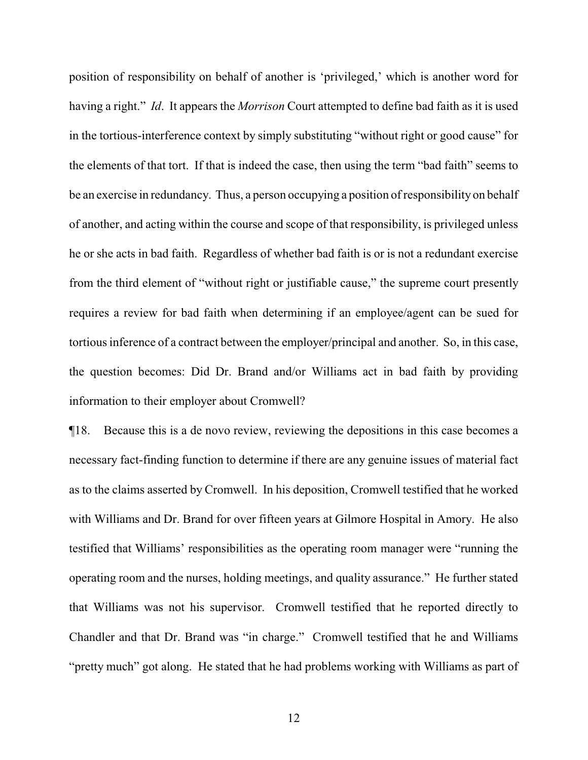position of responsibility on behalf of another is 'privileged,' which is another word for having a right." *Id*. It appears the *Morrison* Court attempted to define bad faith as it is used in the tortious-interference context by simply substituting "without right or good cause" for the elements of that tort. If that is indeed the case, then using the term "bad faith" seems to be an exercise in redundancy. Thus, a person occupying a position of responsibility on behalf of another, and acting within the course and scope of that responsibility, is privileged unless he or she acts in bad faith. Regardless of whether bad faith is or is not a redundant exercise from the third element of "without right or justifiable cause," the supreme court presently requires a review for bad faith when determining if an employee/agent can be sued for tortious inference of a contract between the employer/principal and another. So, in this case, the question becomes: Did Dr. Brand and/or Williams act in bad faith by providing information to their employer about Cromwell?

¶18. Because this is a de novo review, reviewing the depositions in this case becomes a necessary fact-finding function to determine if there are any genuine issues of material fact as to the claims asserted by Cromwell. In his deposition, Cromwell testified that he worked with Williams and Dr. Brand for over fifteen years at Gilmore Hospital in Amory. He also testified that Williams' responsibilities as the operating room manager were "running the operating room and the nurses, holding meetings, and quality assurance." He further stated that Williams was not his supervisor. Cromwell testified that he reported directly to Chandler and that Dr. Brand was "in charge." Cromwell testified that he and Williams "pretty much" got along. He stated that he had problems working with Williams as part of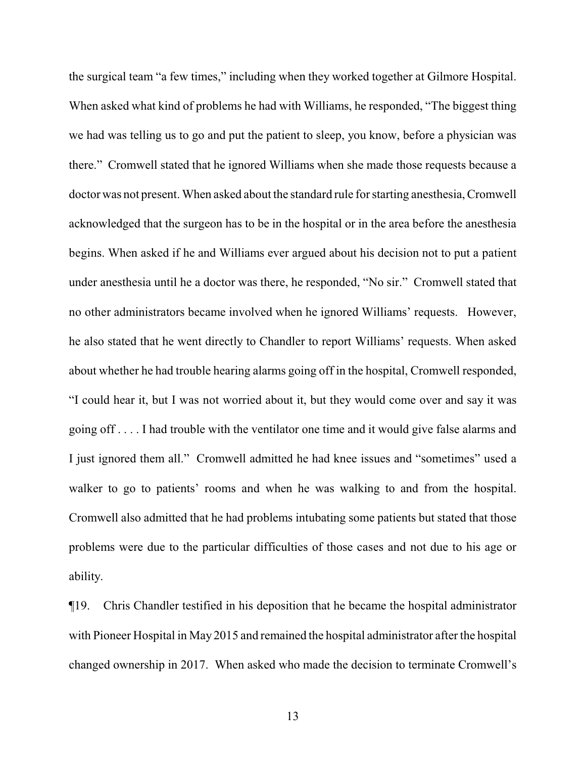the surgical team "a few times," including when they worked together at Gilmore Hospital. When asked what kind of problems he had with Williams, he responded, "The biggest thing we had was telling us to go and put the patient to sleep, you know, before a physician was there." Cromwell stated that he ignored Williams when she made those requests because a doctor was not present. When asked about the standard rule for starting anesthesia, Cromwell acknowledged that the surgeon has to be in the hospital or in the area before the anesthesia begins. When asked if he and Williams ever argued about his decision not to put a patient under anesthesia until he a doctor was there, he responded, "No sir." Cromwell stated that no other administrators became involved when he ignored Williams' requests. However, he also stated that he went directly to Chandler to report Williams' requests. When asked about whether he had trouble hearing alarms going off in the hospital, Cromwell responded, "I could hear it, but I was not worried about it, but they would come over and say it was going off . . . . I had trouble with the ventilator one time and it would give false alarms and I just ignored them all." Cromwell admitted he had knee issues and "sometimes" used a walker to go to patients' rooms and when he was walking to and from the hospital. Cromwell also admitted that he had problems intubating some patients but stated that those problems were due to the particular difficulties of those cases and not due to his age or ability.

¶19. Chris Chandler testified in his deposition that he became the hospital administrator with Pioneer Hospital in May 2015 and remained the hospital administrator after the hospital changed ownership in 2017. When asked who made the decision to terminate Cromwell's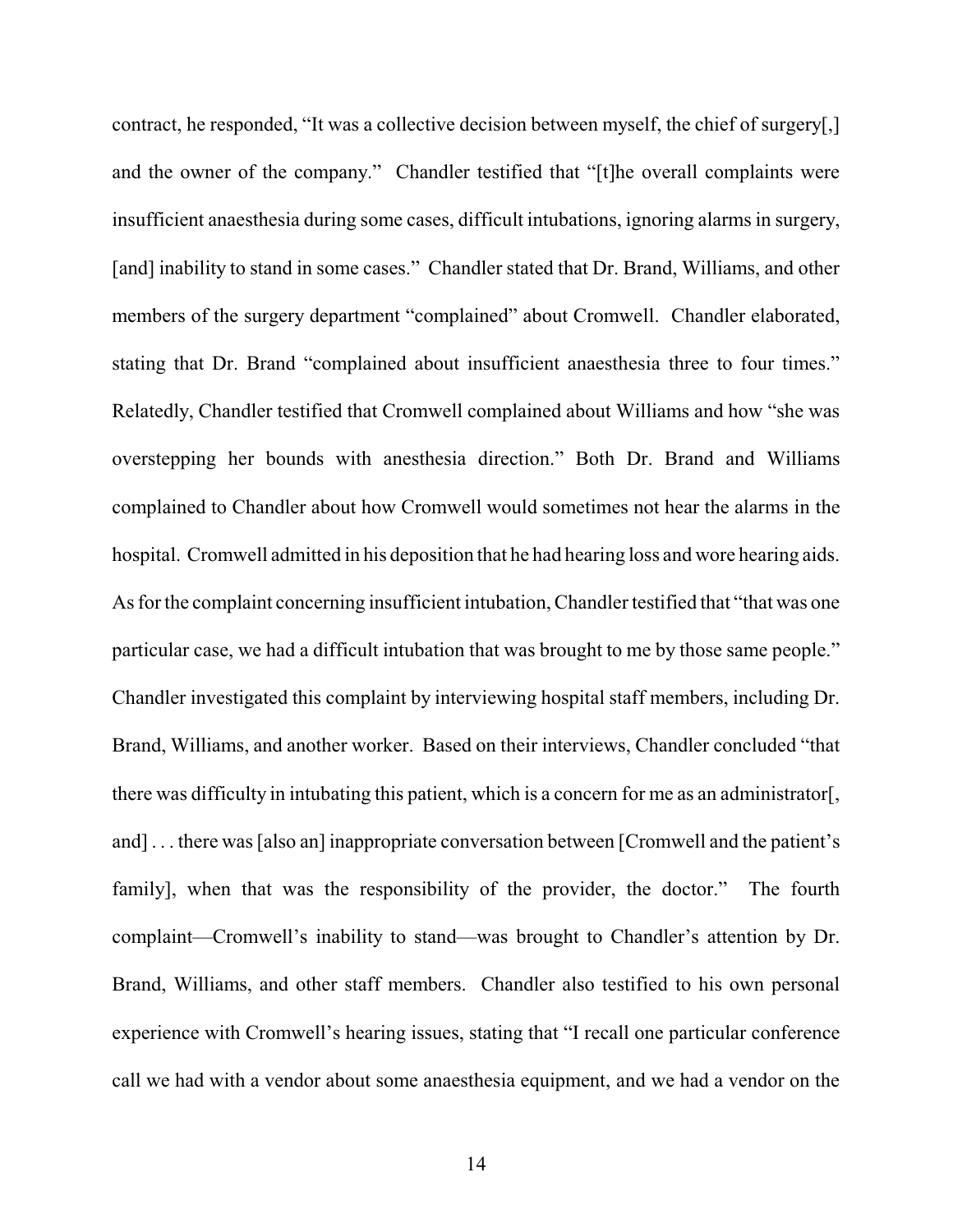contract, he responded, "It was a collective decision between myself, the chief of surgery[,] and the owner of the company." Chandler testified that "[t]he overall complaints were insufficient anaesthesia during some cases, difficult intubations, ignoring alarms in surgery, [and] inability to stand in some cases." Chandler stated that Dr. Brand, Williams, and other members of the surgery department "complained" about Cromwell. Chandler elaborated, stating that Dr. Brand "complained about insufficient anaesthesia three to four times." Relatedly, Chandler testified that Cromwell complained about Williams and how "she was overstepping her bounds with anesthesia direction." Both Dr. Brand and Williams complained to Chandler about how Cromwell would sometimes not hear the alarms in the hospital. Cromwell admitted in his deposition that he had hearing loss and wore hearing aids. As for the complaint concerning insufficient intubation, Chandler testified that "that was one particular case, we had a difficult intubation that was brought to me by those same people." Chandler investigated this complaint by interviewing hospital staff members, including Dr. Brand, Williams, and another worker. Based on their interviews, Chandler concluded "that there was difficulty in intubating this patient, which is a concern for me as an administrator[, and] . . . there was [also an] inappropriate conversation between [Cromwell and the patient's family], when that was the responsibility of the provider, the doctor." The fourth complaint—Cromwell's inability to stand—was brought to Chandler's attention by Dr. Brand, Williams, and other staff members. Chandler also testified to his own personal experience with Cromwell's hearing issues, stating that "I recall one particular conference call we had with a vendor about some anaesthesia equipment, and we had a vendor on the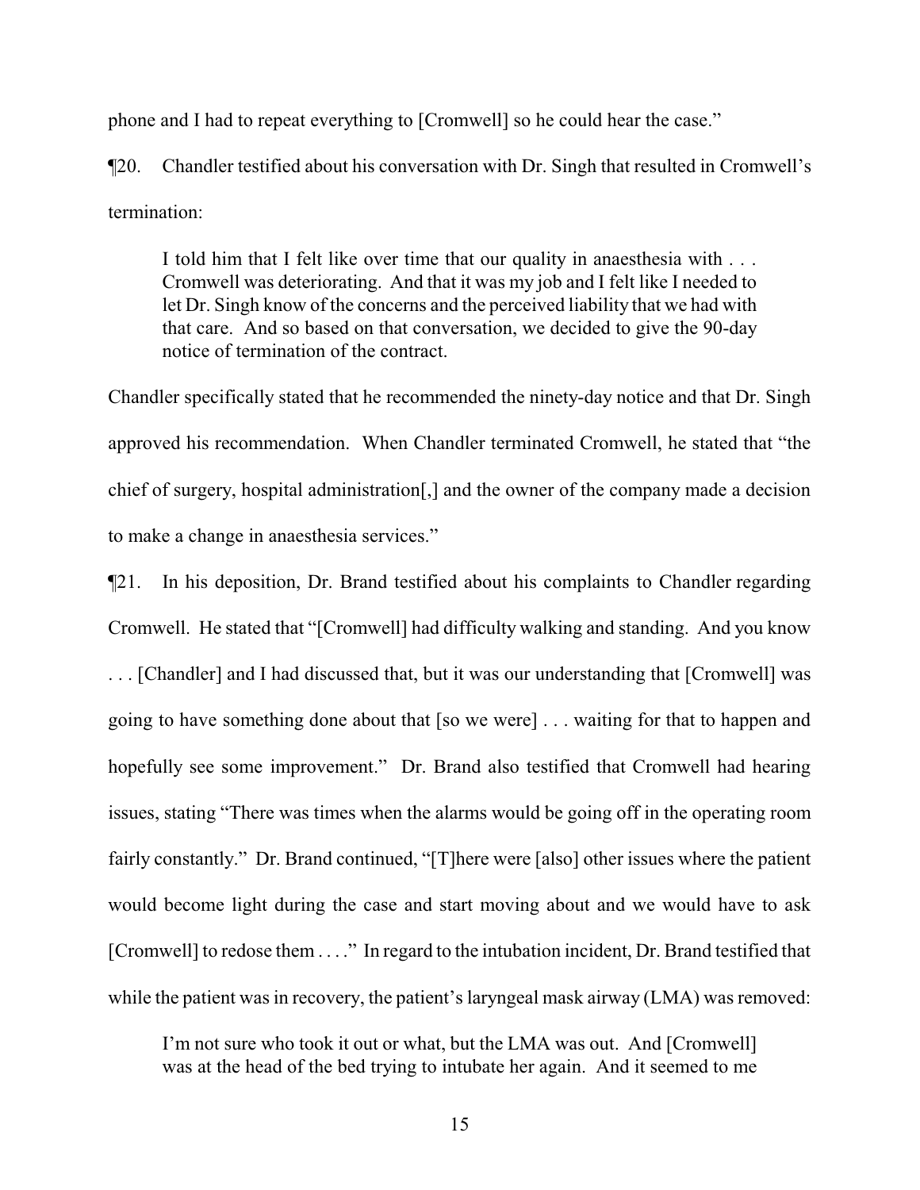phone and I had to repeat everything to [Cromwell] so he could hear the case."

¶20. Chandler testified about his conversation with Dr. Singh that resulted in Cromwell's termination:

> I told him that I felt like over time that our quality in anaesthesia with . . . Cromwell was deteriorating. And that it was my job and I felt like I needed to let Dr. Singh know of the concerns and the perceived liability that we had with that care. And so based on that conversation, we decided to give the 90-day notice of termination of the contract.

Chandler specifically stated that he recommended the ninety-day notice and that Dr. Singh approved his recommendation. When Chandler terminated Cromwell, he stated that "the chief of surgery, hospital administration[,] and the owner of the company made a decision to make a change in anaesthesia services."

¶21. In his deposition, Dr. Brand testified about his complaints to Chandler regarding Cromwell. He stated that "[Cromwell] had difficulty walking and standing. And you know . . . [Chandler] and I had discussed that, but it was our understanding that [Cromwell] was going to have something done about that [so we were] . . . waiting for that to happen and hopefully see some improvement." Dr. Brand also testified that Cromwell had hearing issues, stating "There was times when the alarms would be going off in the operating room fairly constantly." Dr. Brand continued, "[T]here were [also] other issues where the patient would become light during the case and start moving about and we would have to ask [Cromwell] to redose them . . . ." In regard to the intubation incident, Dr. Brand testified that while the patient was in recovery, the patient's laryngeal mask airway (LMA) was removed:

> I'm not sure who took it out or what, but the LMA was out. And [Cromwell] was at the head of the bed trying to intubate her again. And it seemed to me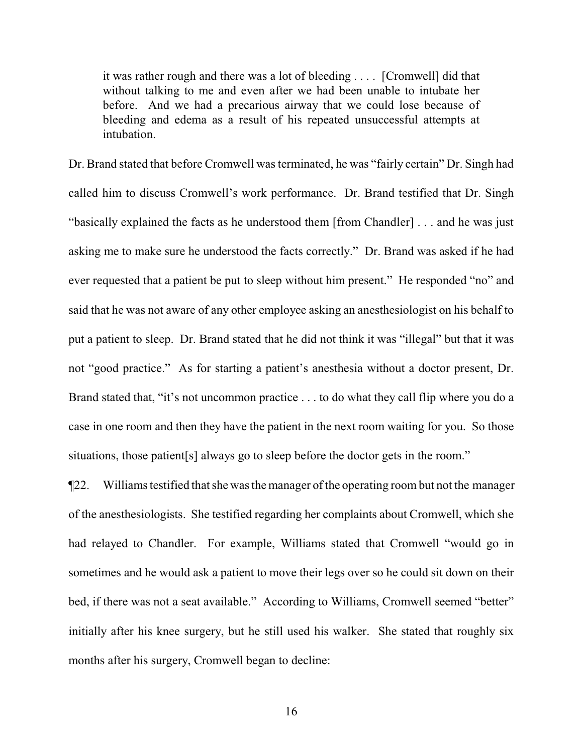> it was rather rough and there was a lot of bleeding . . . . [Cromwell] did that without talking to me and even after we had been unable to intubate her before. And we had a precarious airway that we could lose because of bleeding and edema as a result of his repeated unsuccessful attempts at intubation.

Dr. Brand stated that before Cromwell was terminated, he was "fairly certain" Dr. Singh had called him to discuss Cromwell's work performance. Dr. Brand testified that Dr. Singh "basically explained the facts as he understood them [from Chandler] . . . and he was just asking me to make sure he understood the facts correctly." Dr. Brand was asked if he had ever requested that a patient be put to sleep without him present." He responded "no" and said that he was not aware of any other employee asking an anesthesiologist on his behalf to put a patient to sleep. Dr. Brand stated that he did not think it was "illegal" but that it was not "good practice." As for starting a patient's anesthesia without a doctor present, Dr. Brand stated that, "it's not uncommon practice . . . to do what they call flip where you do a case in one room and then they have the patient in the next room waiting for you. So those situations, those patient[s] always go to sleep before the doctor gets in the room."

¶22. Williams testified that she was the manager of the operating room but not the manager of the anesthesiologists. She testified regarding her complaints about Cromwell, which she had relayed to Chandler. For example, Williams stated that Cromwell "would go in sometimes and he would ask a patient to move their legs over so he could sit down on their bed, if there was not a seat available." According to Williams, Cromwell seemed "better" initially after his knee surgery, but he still used his walker. She stated that roughly six months after his surgery, Cromwell began to decline: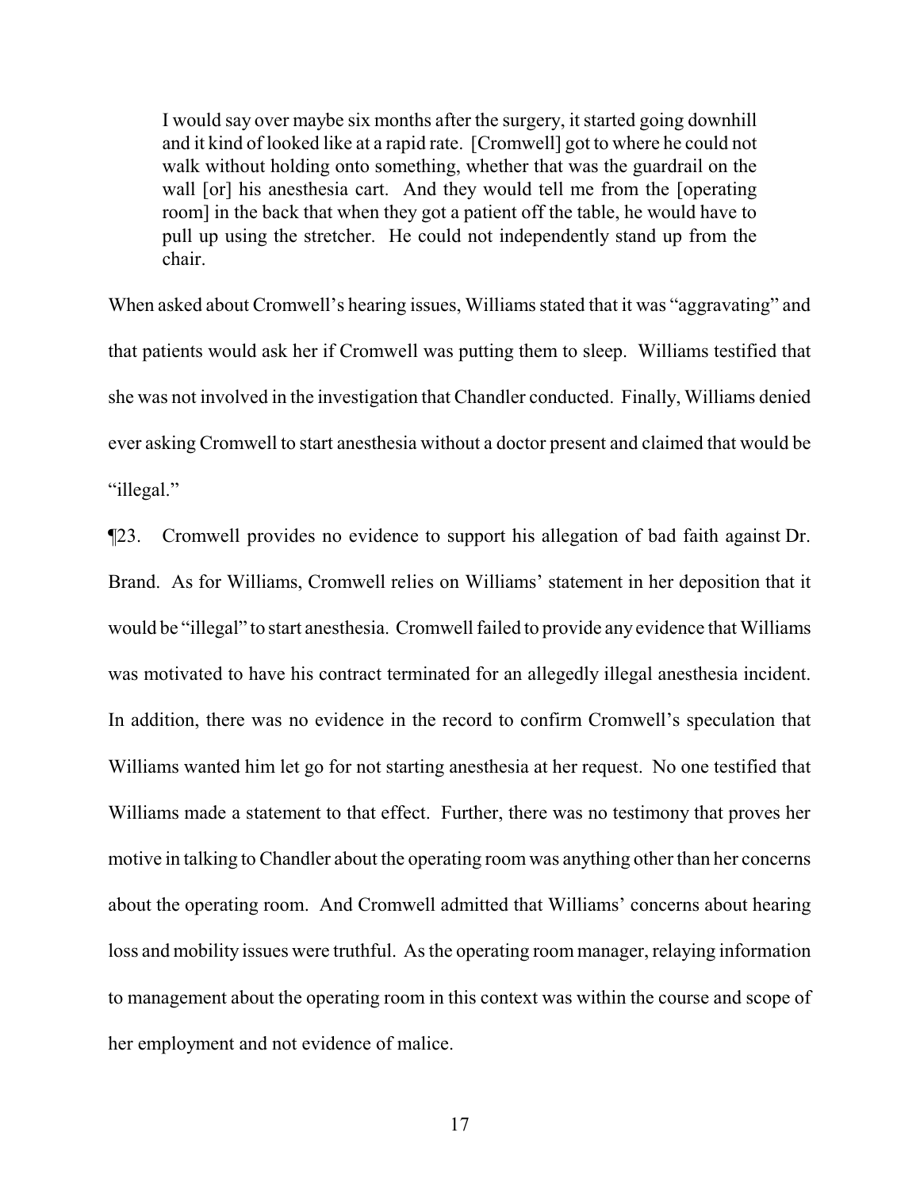> I would say over maybe six months after the surgery, it started going downhill and it kind of looked like at a rapid rate. [Cromwell] got to where he could not walk without holding onto something, whether that was the guardrail on the wall [or] his anesthesia cart. And they would tell me from the [operating room] in the back that when they got a patient off the table, he would have to pull up using the stretcher. He could not independently stand up from the chair.

When asked about Cromwell's hearing issues, Williams stated that it was "aggravating" and that patients would ask her if Cromwell was putting them to sleep. Williams testified that she was not involved in the investigation that Chandler conducted. Finally, Williams denied ever asking Cromwell to start anesthesia without a doctor present and claimed that would be "illegal."

¶23. Cromwell provides no evidence to support his allegation of bad faith against Dr. Brand. As for Williams, Cromwell relies on Williams' statement in her deposition that it would be "illegal" to start anesthesia. Cromwell failed to provide any evidence that Williams was motivated to have his contract terminated for an allegedly illegal anesthesia incident. In addition, there was no evidence in the record to confirm Cromwell's speculation that Williams wanted him let go for not starting anesthesia at her request. No one testified that Williams made a statement to that effect. Further, there was no testimony that proves her motive in talking to Chandler about the operating room was anything other than her concerns about the operating room. And Cromwell admitted that Williams' concerns about hearing loss and mobility issues were truthful. As the operating room manager, relaying information to management about the operating room in this context was within the course and scope of her employment and not evidence of malice.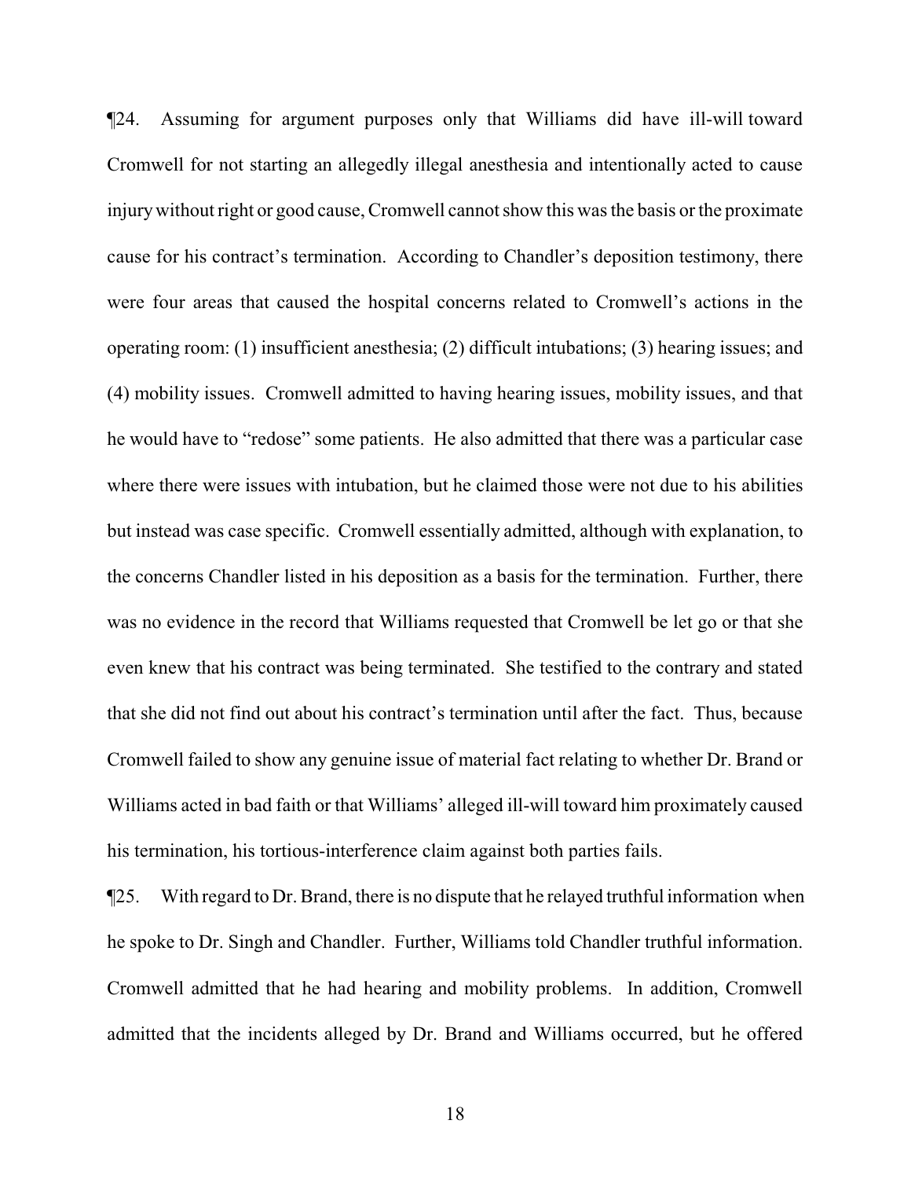¶24. Assuming for argument purposes only that Williams did have ill-will toward Cromwell for not starting an allegedly illegal anesthesia and intentionally acted to cause injury without right or good cause, Cromwell cannot show this was the basis or the proximate cause for his contract's termination. According to Chandler's deposition testimony, there were four areas that caused the hospital concerns related to Cromwell's actions in the operating room: (1) insufficient anesthesia; (2) difficult intubations; (3) hearing issues; and (4) mobility issues. Cromwell admitted to having hearing issues, mobility issues, and that he would have to "redose" some patients. He also admitted that there was a particular case where there were issues with intubation, but he claimed those were not due to his abilities but instead was case specific. Cromwell essentially admitted, although with explanation, to the concerns Chandler listed in his deposition as a basis for the termination. Further, there was no evidence in the record that Williams requested that Cromwell be let go or that she even knew that his contract was being terminated. She testified to the contrary and stated that she did not find out about his contract's termination until after the fact. Thus, because Cromwell failed to show any genuine issue of material fact relating to whether Dr. Brand or Williams acted in bad faith or that Williams' alleged ill-will toward him proximately caused his termination, his tortious-interference claim against both parties fails.

¶25. With regard to Dr. Brand, there is no dispute that he relayed truthful information when he spoke to Dr. Singh and Chandler. Further, Williams told Chandler truthful information. Cromwell admitted that he had hearing and mobility problems. In addition, Cromwell admitted that the incidents alleged by Dr. Brand and Williams occurred, but he offered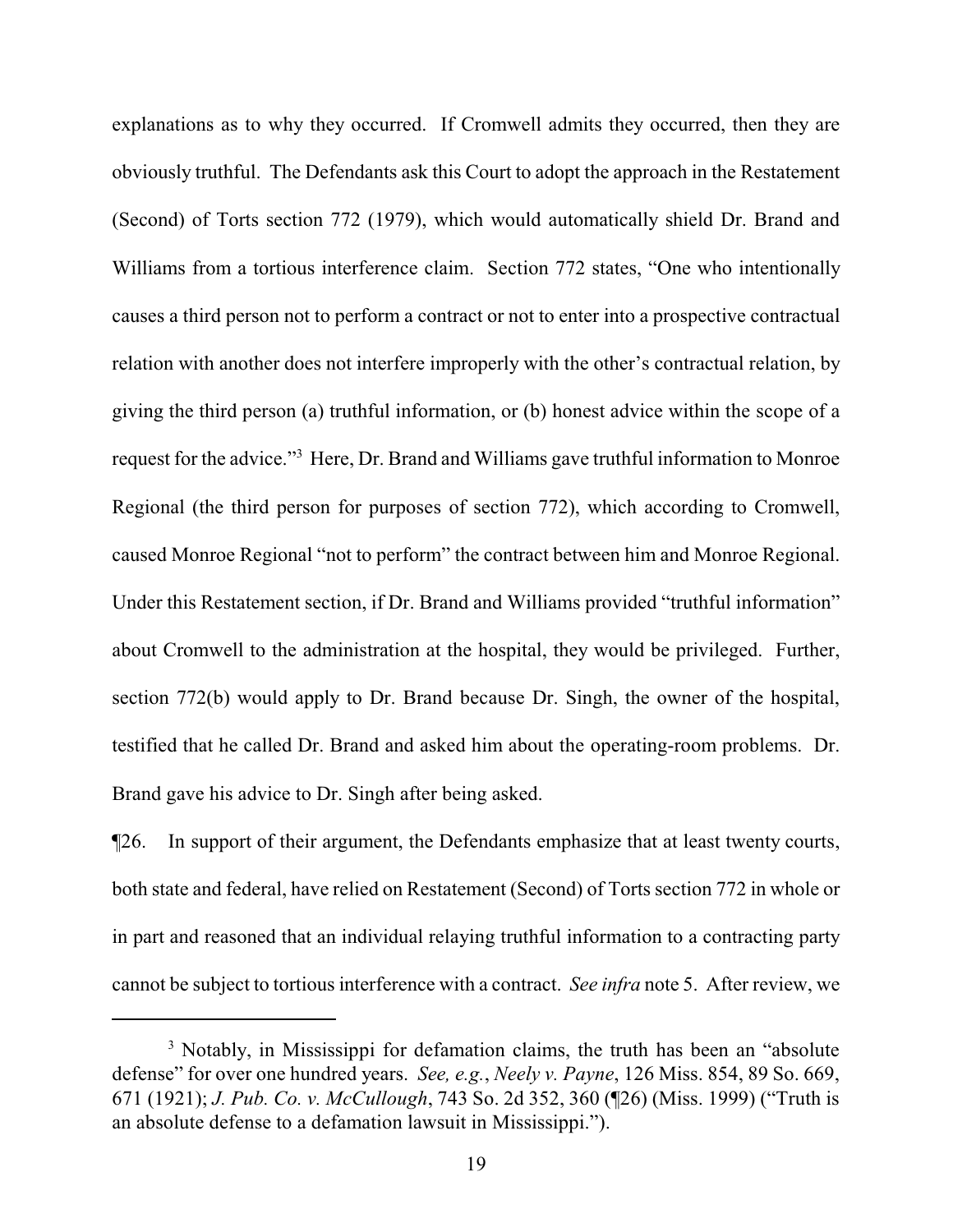explanations as to why they occurred. If Cromwell admits they occurred, then they are obviously truthful. The Defendants ask this Court to adopt the approach in the Restatement (Second) of Torts section 772 (1979), which would automatically shield Dr. Brand and Williams from a tortious interference claim. Section 772 states, "One who intentionally causes a third person not to perform a contract or not to enter into a prospective contractual relation with another does not interfere improperly with the other's contractual relation, by giving the third person (a) truthful information, or (b) honest advice within the scope of a request for the advice."[3] Here, Dr. Brand and Williams gave truthful information to Monroe Regional (the third person for purposes of section 772), which according to Cromwell, caused Monroe Regional "not to perform" the contract between him and Monroe Regional. Under this Restatement section, if Dr. Brand and Williams provided "truthful information" about Cromwell to the administration at the hospital, they would be privileged. Further, section 772(b) would apply to Dr. Brand because Dr. Singh, the owner of the hospital, testified that he called Dr. Brand and asked him about the operating-room problems. Dr. Brand gave his advice to Dr. Singh after being asked.

¶26. In support of their argument, the Defendants emphasize that at least twenty courts, both state and federal, have relied on Restatement (Second) of Torts section 772 in whole or in part and reasoned that an individual relaying truthful information to a contracting party cannot be subject to tortious interference with a contract. *See infra* note 5. After review, we

---

[3] Notably, in Mississippi for defamation claims, the truth has been an "absolute defense" for over one hundred years. *See, e.g.*, *Neely v. Payne*, 126 Miss. 854, 89 So. 669, 671 (1921); *J. Pub. Co. v. McCullough*, 743 So. 2d 352, 360 (¶26) (Miss. 1999) ("Truth is an absolute defense to a defamation lawsuit in Mississippi.").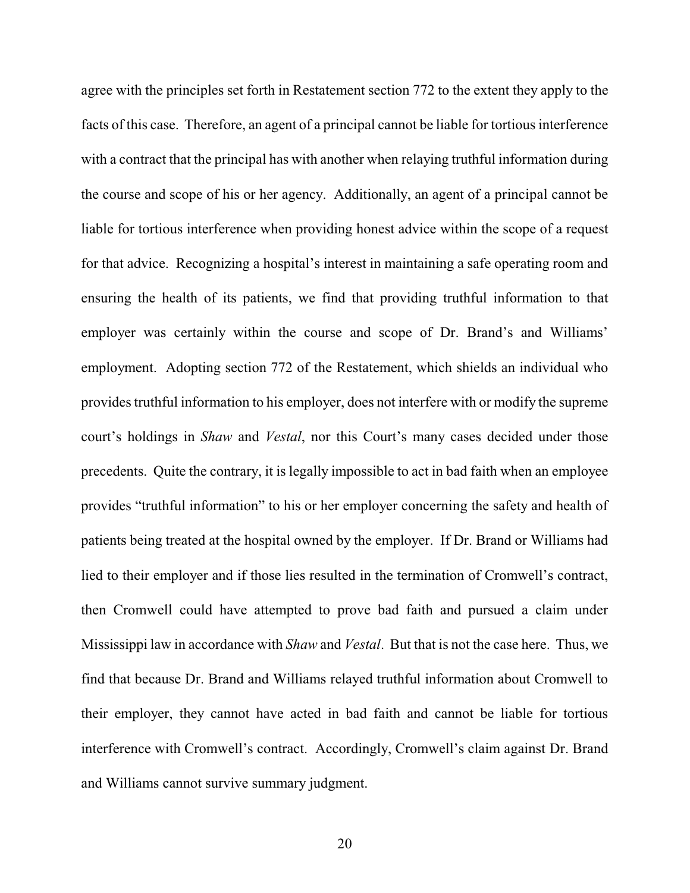agree with the principles set forth in Restatement section 772 to the extent they apply to the facts of this case. Therefore, an agent of a principal cannot be liable for tortious interference with a contract that the principal has with another when relaying truthful information during the course and scope of his or her agency. Additionally, an agent of a principal cannot be liable for tortious interference when providing honest advice within the scope of a request for that advice. Recognizing a hospital's interest in maintaining a safe operating room and ensuring the health of its patients, we find that providing truthful information to that employer was certainly within the course and scope of Dr. Brand's and Williams' employment. Adopting section 772 of the Restatement, which shields an individual who provides truthful information to his employer, does not interfere with or modify the supreme court's holdings in *Shaw* and *Vestal*, nor this Court's many cases decided under those precedents. Quite the contrary, it is legally impossible to act in bad faith when an employee provides "truthful information" to his or her employer concerning the safety and health of patients being treated at the hospital owned by the employer. If Dr. Brand or Williams had lied to their employer and if those lies resulted in the termination of Cromwell's contract, then Cromwell could have attempted to prove bad faith and pursued a claim under Mississippi law in accordance with *Shaw* and *Vestal*. But that is not the case here. Thus, we find that because Dr. Brand and Williams relayed truthful information about Cromwell to their employer, they cannot have acted in bad faith and cannot be liable for tortious interference with Cromwell's contract. Accordingly, Cromwell's claim against Dr. Brand and Williams cannot survive summary judgment.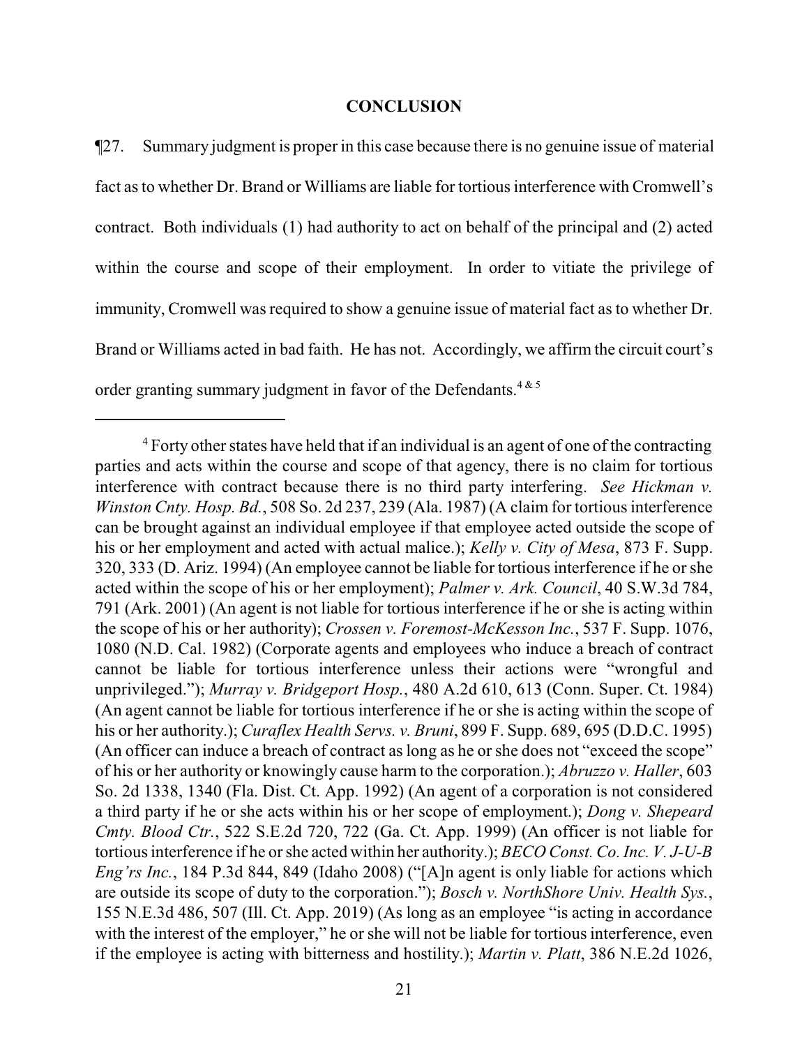## CONCLUSION

¶27. Summary judgment is proper in this case because there is no genuine issue of material fact as to whether Dr. Brand or Williams are liable for tortious interference with Cromwell's contract. Both individuals (1) had authority to act on behalf of the principal and (2) acted within the course and scope of their employment. In order to vitiate the privilege of immunity, Cromwell was required to show a genuine issue of material fact as to whether Dr. Brand or Williams acted in bad faith. He has not. Accordingly, we affirm the circuit court's order granting summary judgment in favor of the Defendants.[4 & 5]

---

[4] Forty other states have held that if an individual is an agent of one of the contracting parties and acts within the course and scope of that agency, there is no claim for tortious interference with contract because there is no third party interfering. *See Hickman v. Winston Cnty. Hosp. Bd.*, 508 So. 2d 237, 239 (Ala. 1987) (A claim for tortious interference can be brought against an individual employee if that employee acted outside the scope of his or her employment and acted with actual malice.); *Kelly v. City of Mesa*, 873 F. Supp. 320, 333 (D. Ariz. 1994) (An employee cannot be liable for tortious interference if he or she acted within the scope of his or her employment); *Palmer v. Ark. Council*, 40 S.W.3d 784, 791 (Ark. 2001) (An agent is not liable for tortious interference if he or she is acting within the scope of his or her authority); *Crossen v. Foremost-McKesson Inc.*, 537 F. Supp. 1076, 1080 (N.D. Cal. 1982) (Corporate agents and employees who induce a breach of contract cannot be liable for tortious interference unless their actions were "wrongful and unprivileged."); *Murray v. Bridgeport Hosp.*, 480 A.2d 610, 613 (Conn. Super. Ct. 1984) (An agent cannot be liable for tortious interference if he or she is acting within the scope of his or her authority.); *Curaflex Health Servs. v. Bruni*, 899 F. Supp. 689, 695 (D.D.C. 1995) (An officer can induce a breach of contract as long as he or she does not "exceed the scope" of his or her authority or knowingly cause harm to the corporation.); *Abruzzo v. Haller*, 603 So. 2d 1338, 1340 (Fla. Dist. Ct. App. 1992) (An agent of a corporation is not considered a third party if he or she acts within his or her scope of employment.); *Dong v. Shepeard Cmty. Blood Ctr.*, 522 S.E.2d 720, 722 (Ga. Ct. App. 1999) (An officer is not liable for tortious interference if he or she acted within her authority.); *BECO Const. Co. Inc. V. J-U-B Eng'rs Inc.*, 184 P.3d 844, 849 (Idaho 2008) ("[A]n agent is only liable for actions which are outside its scope of duty to the corporation."); *Bosch v. NorthShore Univ. Health Sys.*, 155 N.E.3d 486, 507 (Ill. Ct. App. 2019) (As long as an employee "is acting in accordance with the interest of the employer," he or she will not be liable for tortious interference, even if the employee is acting with bitterness and hostility.); *Martin v. Platt*, 386 N.E.2d 1026,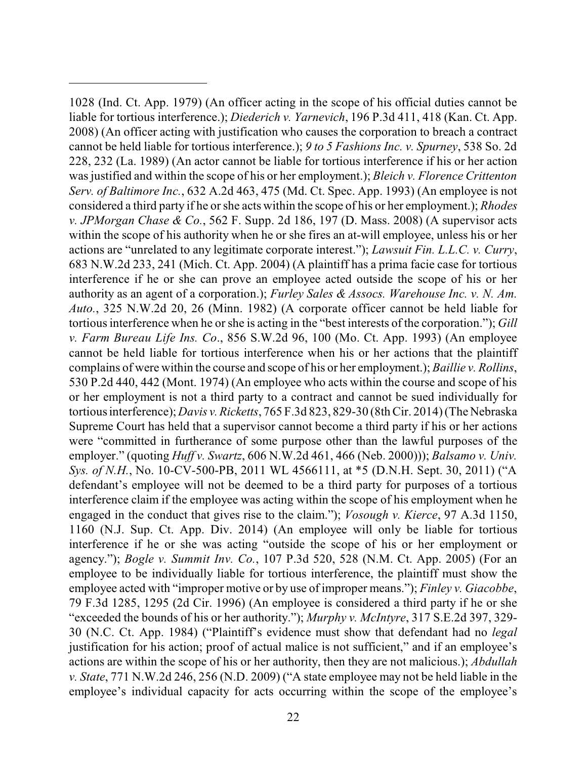1028 (Ind. Ct. App. 1979) (An officer acting in the scope of his official duties cannot be liable for tortious interference.); *Diederich v. Yarnevich*, 196 P.3d 411, 418 (Kan. Ct. App. 2008) (An officer acting with justification who causes the corporation to breach a contract cannot be held liable for tortious interference.); *9 to 5 Fashions Inc. v. Spurney*, 538 So. 2d 228, 232 (La. 1989) (An actor cannot be liable for tortious interference if his or her action was justified and within the scope of his or her employment.); *Bleich v. Florence Crittenton Serv. of Baltimore Inc.*, 632 A.2d 463, 475 (Md. Ct. Spec. App. 1993) (An employee is not considered a third party if he or she acts within the scope of his or her employment.); *Rhodes v. JPMorgan Chase & Co.*, 562 F. Supp. 2d 186, 197 (D. Mass. 2008) (A supervisor acts within the scope of his authority when he or she fires an at-will employee, unless his or her actions are "unrelated to any legitimate corporate interest."); *Lawsuit Fin. L.L.C. v. Curry*, 683 N.W.2d 233, 241 (Mich. Ct. App. 2004) (A plaintiff has a prima facie case for tortious interference if he or she can prove an employee acted outside the scope of his or her authority as an agent of a corporation.); *Furley Sales & Assocs. Warehouse Inc. v. N. Am. Auto.*, 325 N.W.2d 20, 26 (Minn. 1982) (A corporate officer cannot be held liable for tortious interference when he or she is acting in the "best interests of the corporation."); *Gill v. Farm Bureau Life Ins. Co*., 856 S.W.2d 96, 100 (Mo. Ct. App. 1993) (An employee cannot be held liable for tortious interference when his or her actions that the plaintiff complains of were within the course and scope of his or her employment.); *Baillie v. Rollins*, 530 P.2d 440, 442 (Mont. 1974) (An employee who acts within the course and scope of his or her employment is not a third party to a contract and cannot be sued individually for tortious interference); *Davis v. Ricketts*, 765 F.3d 823, 829-30 (8th Cir. 2014) (The Nebraska Supreme Court has held that a supervisor cannot become a third party if his or her actions were "committed in furtherance of some purpose other than the lawful purposes of the employer." (quoting *Huff v. Swartz*, 606 N.W.2d 461, 466 (Neb. 2000))); *Balsamo v. Univ. Sys. of N.H.*, No. 10-CV-500-PB, 2011 WL 4566111, at *5 (D.N.H. Sept. 30, 2011) ("A defendant's employee will not be deemed to be a third party for purposes of a tortious interference claim if the employee was acting within the scope of his employment when he engaged in the conduct that gives rise to the claim."); *Vosough v. Kierce*, 97 A.3d 1150, 1160 (N.J. Sup. Ct. App. Div. 2014) (An employee will only be liable for tortious interference if he or she was acting "outside the scope of his or her employment or agency."); *Bogle v. Summit Inv. Co.*, 107 P.3d 520, 528 (N.M. Ct. App. 2005) (For an employee to be individually liable for tortious interference, the plaintiff must show the employee acted with "improper motive or by use of improper means."); *Finley v. Giacobbe*, 79 F.3d 1285, 1295 (2d Cir. 1996) (An employee is considered a third party if he or she "exceeded the bounds of his or her authority."); *Murphy v. McIntyre*, 317 S.E.2d 397, 329-30 (N.C. Ct. App. 1984) ("Plaintiff's evidence must show that defendant had no *legal* justification for his action; proof of actual malice is not sufficient," and if an employee's actions are within the scope of his or her authority, then they are not malicious.); *Abdullah v. State*, 771 N.W.2d 246, 256 (N.D. 2009) ("A state employee may not be held liable in the employee's individual capacity for acts occurring within the scope of the employee's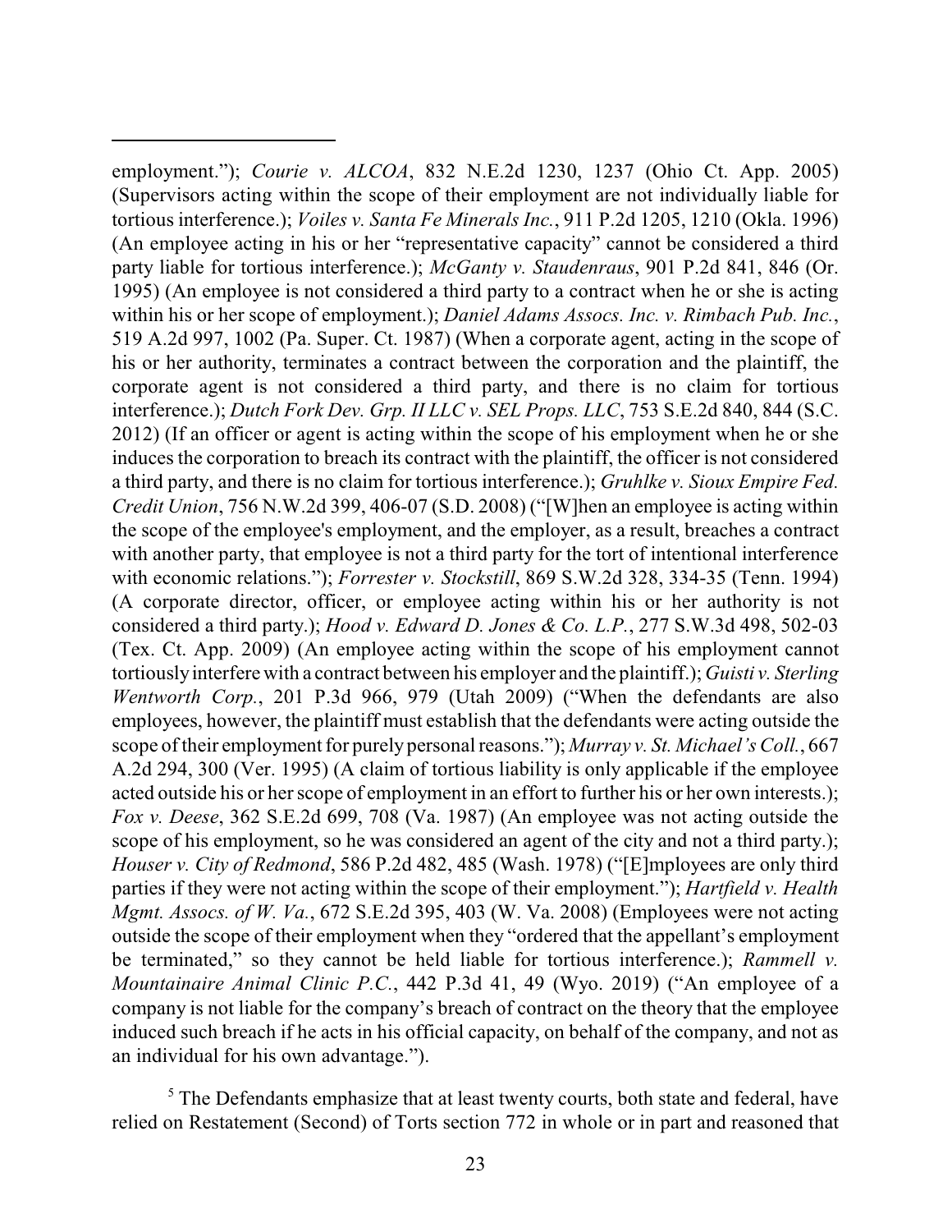employment."); *Courie v. ALCOA*, 832 N.E.2d 1230, 1237 (Ohio Ct. App. 2005) (Supervisors acting within the scope of their employment are not individually liable for tortious interference.); *Voiles v. Santa Fe Minerals Inc.*, 911 P.2d 1205, 1210 (Okla. 1996) (An employee acting in his or her "representative capacity" cannot be considered a third party liable for tortious interference.); *McGanty v. Staudenraus*, 901 P.2d 841, 846 (Or. 1995) (An employee is not considered a third party to a contract when he or she is acting within his or her scope of employment.); *Daniel Adams Assocs. Inc. v. Rimbach Pub. Inc.*, 519 A.2d 997, 1002 (Pa. Super. Ct. 1987) (When a corporate agent, acting in the scope of his or her authority, terminates a contract between the corporation and the plaintiff, the corporate agent is not considered a third party, and there is no claim for tortious interference.); *Dutch Fork Dev. Grp. II LLC v. SEL Props. LLC*, 753 S.E.2d 840, 844 (S.C. 2012) (If an officer or agent is acting within the scope of his employment when he or she induces the corporation to breach its contract with the plaintiff, the officer is not considered a third party, and there is no claim for tortious interference.); *Gruhlke v. Sioux Empire Fed. Credit Union*, 756 N.W.2d 399, 406-07 (S.D. 2008) ("[W]hen an employee is acting within the scope of the employee's employment, and the employer, as a result, breaches a contract with another party, that employee is not a third party for the tort of intentional interference with economic relations."); *Forrester v. Stockstill*, 869 S.W.2d 328, 334-35 (Tenn. 1994) (A corporate director, officer, or employee acting within his or her authority is not considered a third party.); *Hood v. Edward D. Jones & Co. L.P.*, 277 S.W.3d 498, 502-03 (Tex. Ct. App. 2009) (An employee acting within the scope of his employment cannot tortiously interfere with a contract between his employer and the plaintiff.); *Guisti v. Sterling Wentworth Corp.*, 201 P.3d 966, 979 (Utah 2009) ("When the defendants are also employees, however, the plaintiff must establish that the defendants were acting outside the scope of their employment for purely personal reasons."); *Murray v. St. Michael's Coll.*, 667 A.2d 294, 300 (Ver. 1995) (A claim of tortious liability is only applicable if the employee acted outside his or her scope of employment in an effort to further his or her own interests.); *Fox v. Deese*, 362 S.E.2d 699, 708 (Va. 1987) (An employee was not acting outside the scope of his employment, so he was considered an agent of the city and not a third party.); *Houser v. City of Redmond*, 586 P.2d 482, 485 (Wash. 1978) ("[E]mployees are only third parties if they were not acting within the scope of their employment."); *Hartfield v. Health Mgmt. Assocs. of W. Va.*, 672 S.E.2d 395, 403 (W. Va. 2008) (Employees were not acting outside the scope of their employment when they "ordered that the appellant's employment be terminated," so they cannot be held liable for tortious interference.); *Rammell v. Mountainaire Animal Clinic P.C.*, 442 P.3d 41, 49 (Wyo. 2019) ("An employee of a company is not liable for the company's breach of contract on the theory that the employee induced such breach if he acts in his official capacity, on behalf of the company, and not as an individual for his own advantage.").

[5] The Defendants emphasize that at least twenty courts, both state and federal, have relied on Restatement (Second) of Torts section 772 in whole or in part and reasoned that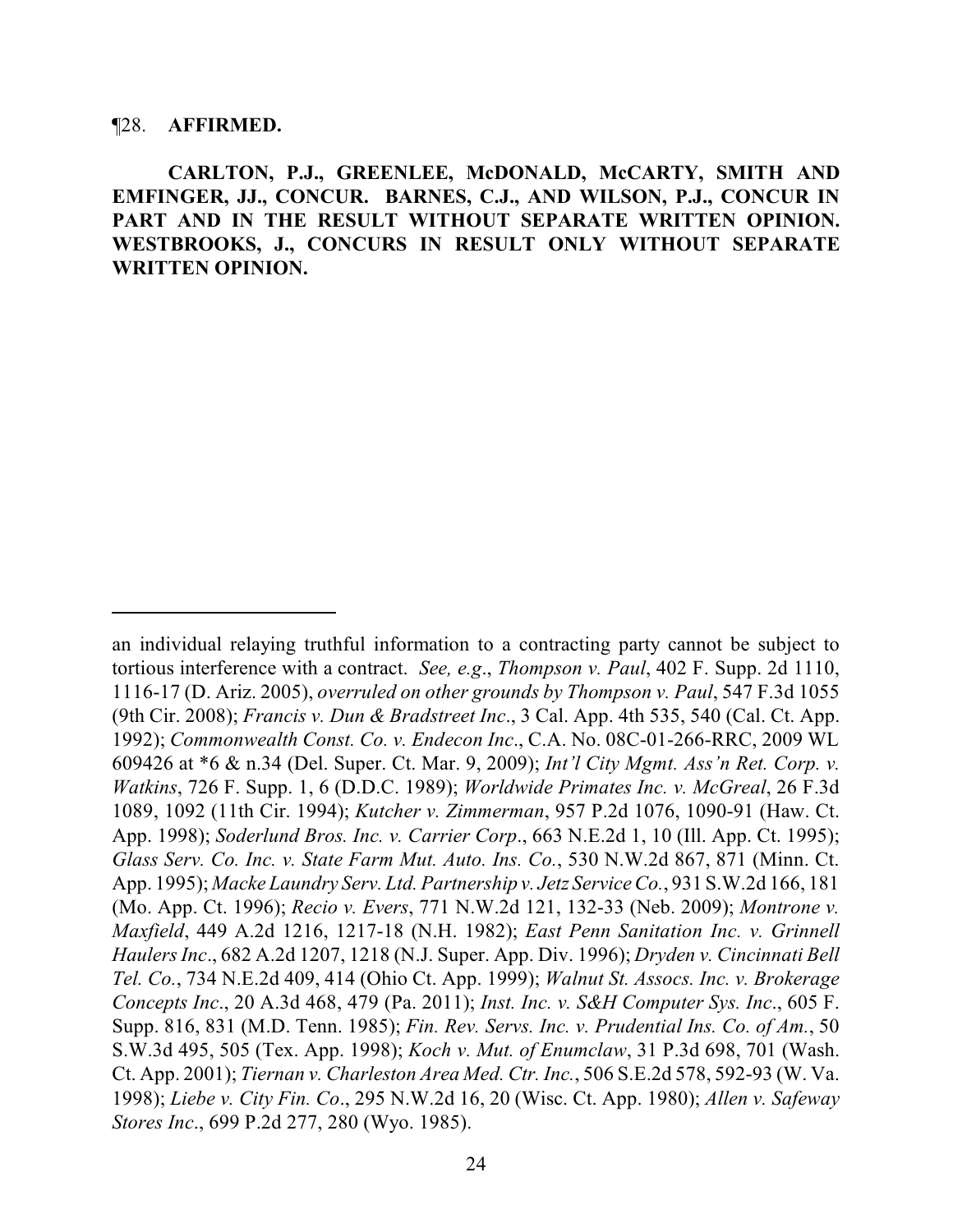¶28. **AFFIRMED.**

**CARLTON, P.J., GREENLEE, McDONALD, McCARTY, SMITH AND EMFINGER, JJ., CONCUR. BARNES, C.J., AND WILSON, P.J., CONCUR IN PART AND IN THE RESULT WITHOUT SEPARATE WRITTEN OPINION. WESTBROOKS, J., CONCURS IN RESULT ONLY WITHOUT SEPARATE WRITTEN OPINION.**

---

an individual relaying truthful information to a contracting party cannot be subject to tortious interference with a contract. *See, e.g*., *Thompson v. Paul*, 402 F. Supp. 2d 1110, 1116-17 (D. Ariz. 2005), *overruled on other grounds by Thompson v. Paul*, 547 F.3d 1055 (9th Cir. 2008); *Francis v. Dun & Bradstreet Inc*., 3 Cal. App. 4th 535, 540 (Cal. Ct. App. 1992); *Commonwealth Const. Co. v. Endecon Inc*., C.A. No. 08C-01-266-RRC, 2009 WL 609426 at *6 & n.34 (Del. Super. Ct. Mar. 9, 2009); *Int'l City Mgmt. Ass'n Ret. Corp. v. Watkins*, 726 F. Supp. 1, 6 (D.D.C. 1989); *Worldwide Primates Inc. v. McGreal*, 26 F.3d 1089, 1092 (11th Cir. 1994); *Kutcher v. Zimmerman*, 957 P.2d 1076, 1090-91 (Haw. Ct. App. 1998); *Soderlund Bros. Inc. v. Carrier Corp*., 663 N.E.2d 1, 10 (Ill. App. Ct. 1995); *Glass Serv. Co. Inc. v. State Farm Mut. Auto. Ins. Co.*, 530 N.W.2d 867, 871 (Minn. Ct. App. 1995); *Macke Laundry Serv. Ltd. Partnership v. Jetz Service Co.*, 931 S.W.2d 166, 181 (Mo. App. Ct. 1996); *Recio v. Evers*, 771 N.W.2d 121, 132-33 (Neb. 2009); *Montrone v. Maxfield*, 449 A.2d 1216, 1217-18 (N.H. 1982); *East Penn Sanitation Inc. v. Grinnell Haulers Inc*., 682 A.2d 1207, 1218 (N.J. Super. App. Div. 1996); *Dryden v. Cincinnati Bell Tel. Co.*, 734 N.E.2d 409, 414 (Ohio Ct. App. 1999); *Walnut St. Assocs. Inc. v. Brokerage Concepts Inc*., 20 A.3d 468, 479 (Pa. 2011); *Inst. Inc. v. S&H Computer Sys. Inc*., 605 F. Supp. 816, 831 (M.D. Tenn. 1985); *Fin. Rev. Servs. Inc. v. Prudential Ins. Co. of Am.*, 50 S.W.3d 495, 505 (Tex. App. 1998); *Koch v. Mut. of Enumclaw*, 31 P.3d 698, 701 (Wash. Ct. App. 2001); *Tiernan v. Charleston Area Med. Ctr. Inc.*, 506 S.E.2d 578, 592-93 (W. Va. 1998); *Liebe v. City Fin. Co*., 295 N.W.2d 16, 20 (Wisc. Ct. App. 1980); *Allen v. Safeway Stores Inc*., 699 P.2d 277, 280 (Wyo. 1985).